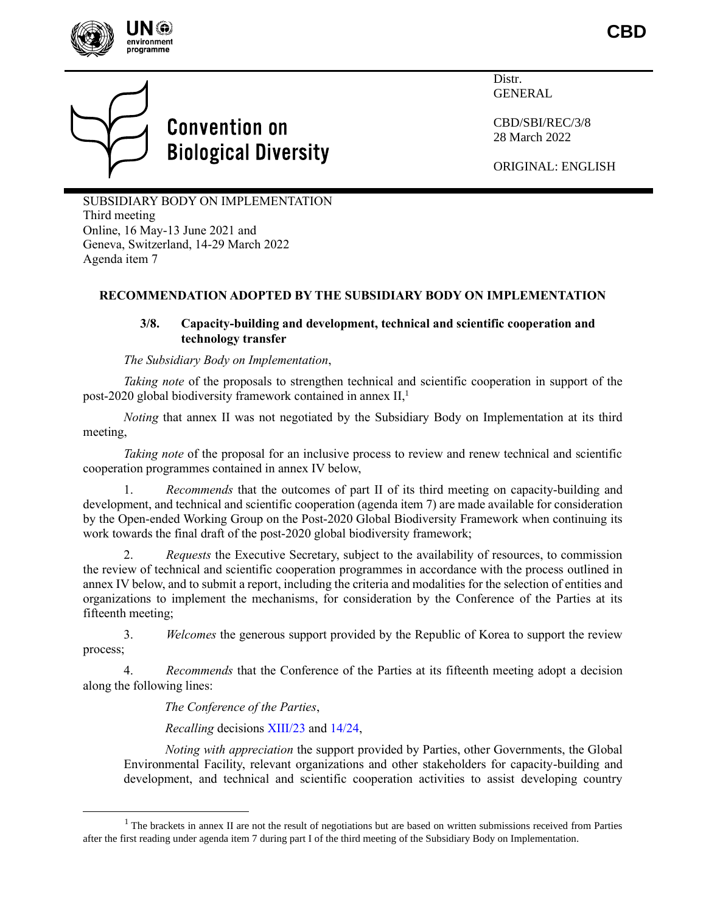CBD

Distr.
GENERAL

CBD/SBI/REC/3/8
28 March 2022

ORIGINAL: ENGLISH

Convention on Biological Diversity

SUBSIDIARY BODY ON IMPLEMENTATION
Third meeting
Online, 16 May-13 June 2021 and
Geneva, Switzerland, 14-29 March 2022
Agenda item 7

## RECOMMENDATION ADOPTED BY THE SUBSIDIARY BODY ON IMPLEMENTATION

### 3/8. Capacity-building and development, technical and scientific cooperation and technology transfer

*The Subsidiary Body on Implementation*,

*Taking note* of the proposals to strengthen technical and scientific cooperation in support of the post-2020 global biodiversity framework contained in annex II,[1]

*Noting* that annex II was not negotiated by the Subsidiary Body on Implementation at its third meeting,

*Taking note* of the proposal for an inclusive process to review and renew technical and scientific cooperation programmes contained in annex IV below,

1. *Recommends* that the outcomes of part II of its third meeting on capacity-building and development, and technical and scientific cooperation (agenda item 7) are made available for consideration by the Open-ended Working Group on the Post-2020 Global Biodiversity Framework when continuing its work towards the final draft of the post-2020 global biodiversity framework;

2. *Requests* the Executive Secretary, subject to the availability of resources, to commission the review of technical and scientific cooperation programmes in accordance with the process outlined in annex IV below, and to submit a report, including the criteria and modalities for the selection of entities and organizations to implement the mechanisms, for consideration by the Conference of the Parties at its fifteenth meeting;

3. *Welcomes* the generous support provided by the Republic of Korea to support the review process;

4. *Recommends* that the Conference of the Parties at its fifteenth meeting adopt a decision along the following lines:

> *The Conference of the Parties*,
>
> *Recalling* decisions XIII/23 and 14/24,
>
> *Noting with appreciation* the support provided by Parties, other Governments, the Global Environmental Facility, relevant organizations and other stakeholders for capacity-building and development, and technical and scientific cooperation activities to assist developing country

[1] The brackets in annex II are not the result of negotiations but are based on written submissions received from Parties after the first reading under agenda item 7 during part I of the third meeting of the Subsidiary Body on Implementation.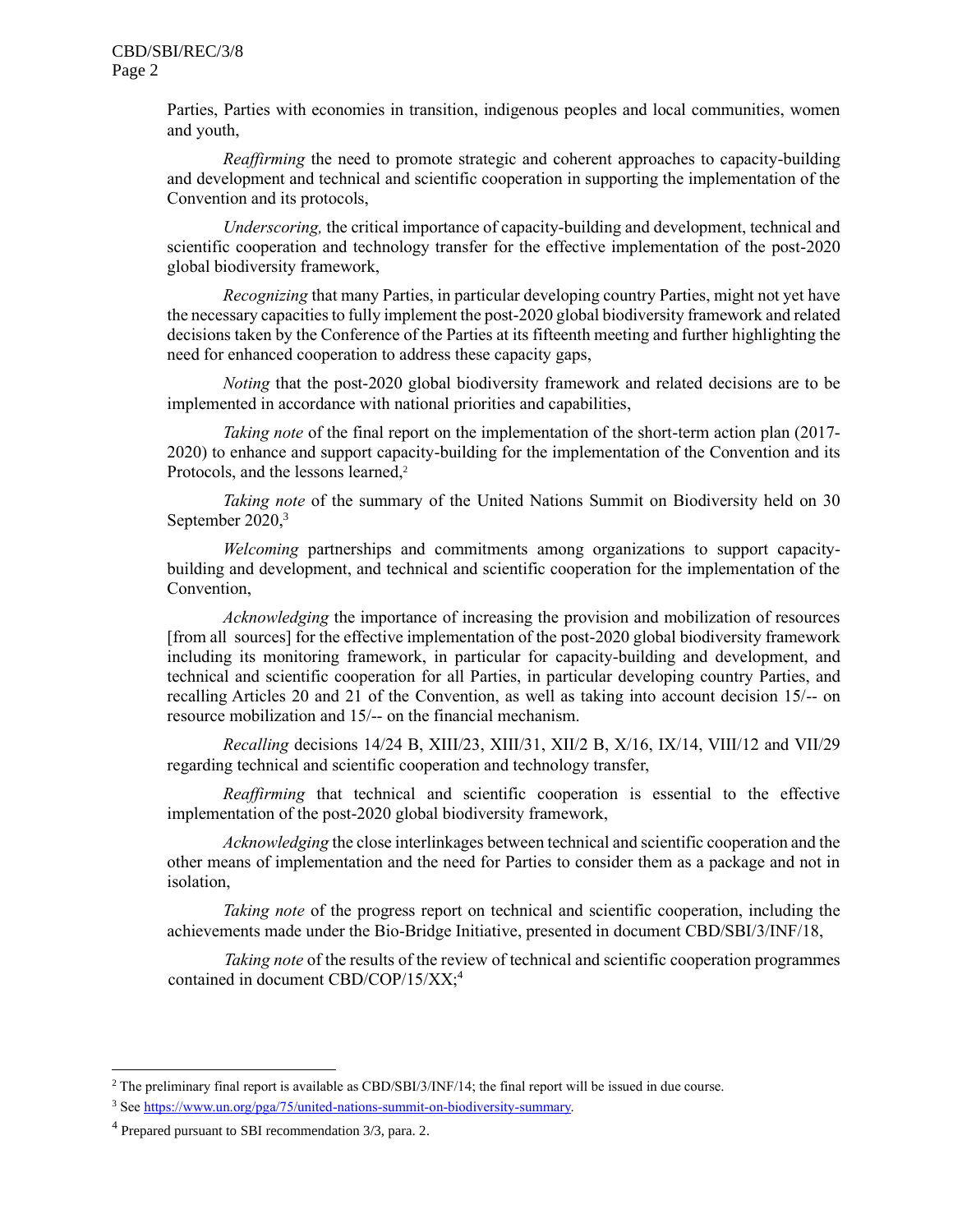Parties, Parties with economies in transition, indigenous peoples and local communities, women and youth,

*Reaffirming* the need to promote strategic and coherent approaches to capacity-building and development and technical and scientific cooperation in supporting the implementation of the Convention and its protocols,

*Underscoring,* the critical importance of capacity-building and development, technical and scientific cooperation and technology transfer for the effective implementation of the post-2020 global biodiversity framework,

*Recognizing* that many Parties, in particular developing country Parties, might not yet have the necessary capacities to fully implement the post-2020 global biodiversity framework and related decisions taken by the Conference of the Parties at its fifteenth meeting and further highlighting the need for enhanced cooperation to address these capacity gaps,

*Noting* that the post-2020 global biodiversity framework and related decisions are to be implemented in accordance with national priorities and capabilities,

*Taking note* of the final report on the implementation of the short-term action plan (2017-2020) to enhance and support capacity-building for the implementation of the Convention and its Protocols, and the lessons learned,[2]

*Taking note* of the summary of the United Nations Summit on Biodiversity held on 30 September 2020,[3]

*Welcoming* partnerships and commitments among organizations to support capacity-building and development, and technical and scientific cooperation for the implementation of the Convention,

*Acknowledging* the importance of increasing the provision and mobilization of resources [from all sources] for the effective implementation of the post-2020 global biodiversity framework including its monitoring framework, in particular for capacity-building and development, and technical and scientific cooperation for all Parties, in particular developing country Parties, and recalling Articles 20 and 21 of the Convention, as well as taking into account decision 15/-- on resource mobilization and 15/-- on the financial mechanism.

*Recalling* decisions 14/24 B, XIII/23, XIII/31, XII/2 B, X/16, IX/14, VIII/12 and VII/29 regarding technical and scientific cooperation and technology transfer,

*Reaffirming* that technical and scientific cooperation is essential to the effective implementation of the post-2020 global biodiversity framework,

*Acknowledging* the close interlinkages between technical and scientific cooperation and the other means of implementation and the need for Parties to consider them as a package and not in isolation,

*Taking note* of the progress report on technical and scientific cooperation, including the achievements made under the Bio-Bridge Initiative, presented in document CBD/SBI/3/INF/18,

*Taking note* of the results of the review of technical and scientific cooperation programmes contained in document CBD/COP/15/XX;[4]

---

[2] The preliminary final report is available as CBD/SBI/3/INF/14; the final report will be issued in due course.

[3] See https://www.un.org/pga/75/united-nations-summit-on-biodiversity-summary.

[4] Prepared pursuant to SBI recommendation 3/3, para. 2.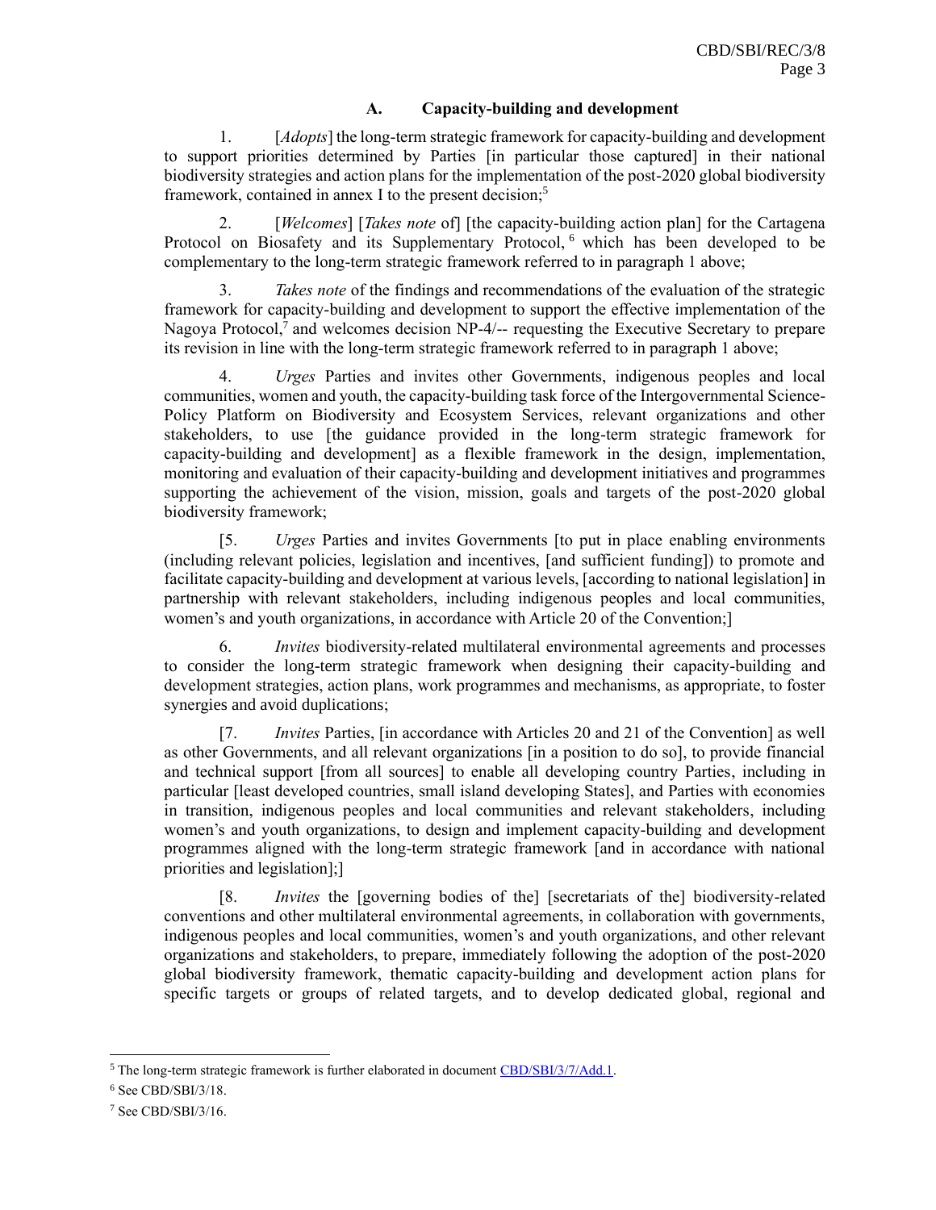### A. Capacity-building and development

1. [*Adopts*] the long-term strategic framework for capacity-building and development to support priorities determined by Parties [in particular those captured] in their national biodiversity strategies and action plans for the implementation of the post-2020 global biodiversity framework, contained in annex I to the present decision;[5]

2. [*Welcomes*] [*Takes note* of] [the capacity-building action plan] for the Cartagena Protocol on Biosafety and its Supplementary Protocol,[6] which has been developed to be complementary to the long-term strategic framework referred to in paragraph 1 above;

3. *Takes note* of the findings and recommendations of the evaluation of the strategic framework for capacity-building and development to support the effective implementation of the Nagoya Protocol,[7] and welcomes decision NP-4/-- requesting the Executive Secretary to prepare its revision in line with the long-term strategic framework referred to in paragraph 1 above;

4. *Urges* Parties and invites other Governments, indigenous peoples and local communities, women and youth, the capacity-building task force of the Intergovernmental Science-Policy Platform on Biodiversity and Ecosystem Services, relevant organizations and other stakeholders, to use [the guidance provided in the long-term strategic framework for capacity-building and development] as a flexible framework in the design, implementation, monitoring and evaluation of their capacity-building and development initiatives and programmes supporting the achievement of the vision, mission, goals and targets of the post-2020 global biodiversity framework;

[5. *Urges* Parties and invites Governments [to put in place enabling environments (including relevant policies, legislation and incentives, [and sufficient funding]) to promote and facilitate capacity-building and development at various levels, [according to national legislation] in partnership with relevant stakeholders, including indigenous peoples and local communities, women's and youth organizations, in accordance with Article 20 of the Convention;]

6. *Invites* biodiversity-related multilateral environmental agreements and processes to consider the long-term strategic framework when designing their capacity-building and development strategies, action plans, work programmes and mechanisms, as appropriate, to foster synergies and avoid duplications;

[7. *Invites* Parties, [in accordance with Articles 20 and 21 of the Convention] as well as other Governments, and all relevant organizations [in a position to do so], to provide financial and technical support [from all sources] to enable all developing country Parties, including in particular [least developed countries, small island developing States], and Parties with economies in transition, indigenous peoples and local communities and relevant stakeholders, including women's and youth organizations, to design and implement capacity-building and development programmes aligned with the long-term strategic framework [and in accordance with national priorities and legislation];]

[8. *Invites* the [governing bodies of the] [secretariats of the] biodiversity-related conventions and other multilateral environmental agreements, in collaboration with governments, indigenous peoples and local communities, women's and youth organizations, and other relevant organizations and stakeholders, to prepare, immediately following the adoption of the post-2020 global biodiversity framework, thematic capacity-building and development action plans for specific targets or groups of related targets, and to develop dedicated global, regional and

---

[5] The long-term strategic framework is further elaborated in document CBD/SBI/3/7/Add.1.

[6] See CBD/SBI/3/18.

[7] See CBD/SBI/3/16.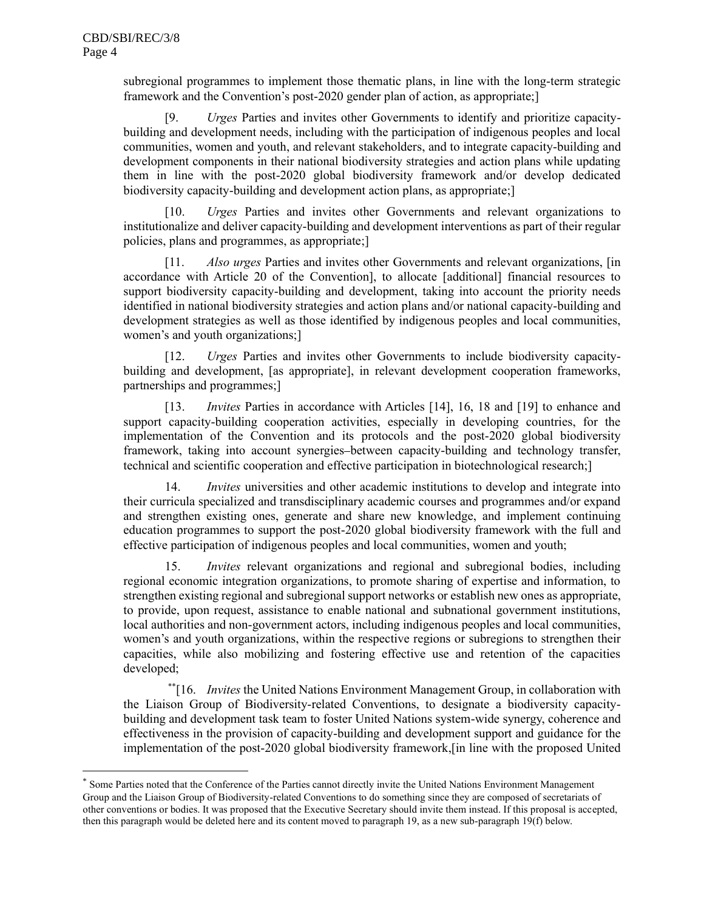subregional programmes to implement those thematic plans, in line with the long-term strategic framework and the Convention's post-2020 gender plan of action, as appropriate;]

[9. *Urges* Parties and invites other Governments to identify and prioritize capacity-building and development needs, including with the participation of indigenous peoples and local communities, women and youth, and relevant stakeholders, and to integrate capacity-building and development components in their national biodiversity strategies and action plans while updating them in line with the post-2020 global biodiversity framework and/or develop dedicated biodiversity capacity-building and development action plans, as appropriate;]

[10. *Urges* Parties and invites other Governments and relevant organizations to institutionalize and deliver capacity-building and development interventions as part of their regular policies, plans and programmes, as appropriate;]

[11. *Also urges* Parties and invites other Governments and relevant organizations, [in accordance with Article 20 of the Convention], to allocate [additional] financial resources to support biodiversity capacity-building and development, taking into account the priority needs identified in national biodiversity strategies and action plans and/or national capacity-building and development strategies as well as those identified by indigenous peoples and local communities, women's and youth organizations;]

[12. *Urges* Parties and invites other Governments to include biodiversity capacity-building and development, [as appropriate], in relevant development cooperation frameworks, partnerships and programmes;]

[13. *Invites* Parties in accordance with Articles [14], 16, 18 and [19] to enhance and support capacity-building cooperation activities, especially in developing countries, for the implementation of the Convention and its protocols and the post-2020 global biodiversity framework, taking into account synergies–between capacity-building and technology transfer, technical and scientific cooperation and effective participation in biotechnological research;]

14. *Invites* universities and other academic institutions to develop and integrate into their curricula specialized and transdisciplinary academic courses and programmes and/or expand and strengthen existing ones, generate and share new knowledge, and implement continuing education programmes to support the post-2020 global biodiversity framework with the full and effective participation of indigenous peoples and local communities, women and youth;

15. *Invites* relevant organizations and regional and subregional bodies, including regional economic integration organizations, to promote sharing of expertise and information, to strengthen existing regional and subregional support networks or establish new ones as appropriate, to provide, upon request, assistance to enable national and subnational government institutions, local authorities and non-government actors, including indigenous peoples and local communities, women's and youth organizations, within the respective regions or subregions to strengthen their capacities, while also mobilizing and fostering effective use and retention of the capacities developed;

**[16. *Invites* the United Nations Environment Management Group, in collaboration with the Liaison Group of Biodiversity-related Conventions, to designate a biodiversity capacity-building and development task team to foster United Nations system-wide synergy, coherence and effectiveness in the provision of capacity-building and development support and guidance for the implementation of the post-2020 global biodiversity framework,[in line with the proposed United

* Some Parties noted that the Conference of the Parties cannot directly invite the United Nations Environment Management Group and the Liaison Group of Biodiversity-related Conventions to do something since they are composed of secretariats of other conventions or bodies. It was proposed that the Executive Secretary should invite them instead. If this proposal is accepted, then this paragraph would be deleted here and its content moved to paragraph 19, as a new sub-paragraph 19(f) below.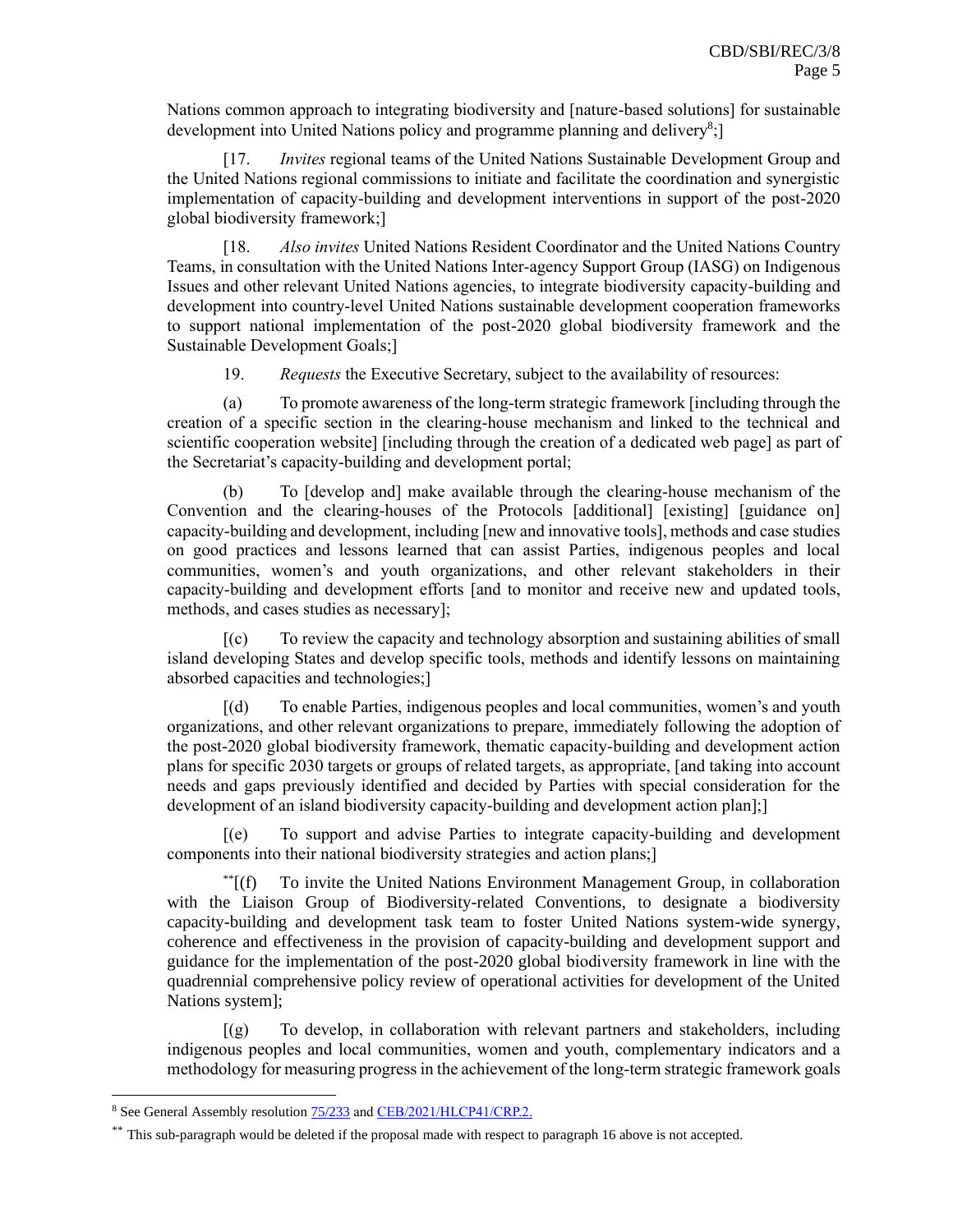Nations common approach to integrating biodiversity and [nature-based solutions] for sustainable development into United Nations policy and programme planning and delivery[8];]

[17. *Invites* regional teams of the United Nations Sustainable Development Group and the United Nations regional commissions to initiate and facilitate the coordination and synergistic implementation of capacity-building and development interventions in support of the post-2020 global biodiversity framework;]

[18. *Also invites* United Nations Resident Coordinator and the United Nations Country Teams, in consultation with the United Nations Inter-agency Support Group (IASG) on Indigenous Issues and other relevant United Nations agencies, to integrate biodiversity capacity-building and development into country-level United Nations sustainable development cooperation frameworks to support national implementation of the post-2020 global biodiversity framework and the Sustainable Development Goals;]

19. *Requests* the Executive Secretary, subject to the availability of resources:

(a) To promote awareness of the long-term strategic framework [including through the creation of a specific section in the clearing-house mechanism and linked to the technical and scientific cooperation website] [including through the creation of a dedicated web page] as part of the Secretariat's capacity-building and development portal;

(b) To [develop and] make available through the clearing-house mechanism of the Convention and the clearing-houses of the Protocols [additional] [existing] [guidance on] capacity-building and development, including [new and innovative tools], methods and case studies on good practices and lessons learned that can assist Parties, indigenous peoples and local communities, women's and youth organizations, and other relevant stakeholders in their capacity-building and development efforts [and to monitor and receive new and updated tools, methods, and cases studies as necessary];

[(c) To review the capacity and technology absorption and sustaining abilities of small island developing States and develop specific tools, methods and identify lessons on maintaining absorbed capacities and technologies;]

[(d) To enable Parties, indigenous peoples and local communities, women's and youth organizations, and other relevant organizations to prepare, immediately following the adoption of the post-2020 global biodiversity framework, thematic capacity-building and development action plans for specific 2030 targets or groups of related targets, as appropriate, [and taking into account needs and gaps previously identified and decided by Parties with special consideration for the development of an island biodiversity capacity-building and development action plan];]

[(e) To support and advise Parties to integrate capacity-building and development components into their national biodiversity strategies and action plans;]

[**][(f) To invite the United Nations Environment Management Group, in collaboration with the Liaison Group of Biodiversity-related Conventions, to designate a biodiversity capacity-building and development task team to foster United Nations system-wide synergy, coherence and effectiveness in the provision of capacity-building and development support and guidance for the implementation of the post-2020 global biodiversity framework in line with the quadrennial comprehensive policy review of operational activities for development of the United Nations system];

[(g) To develop, in collaboration with relevant partners and stakeholders, including indigenous peoples and local communities, women and youth, complementary indicators and a methodology for measuring progress in the achievement of the long-term strategic framework goals

---

[8] See General Assembly resolution 75/233 and CEB/2021/HLCP41/CRP.2.

[**] This sub-paragraph would be deleted if the proposal made with respect to paragraph 16 above is not accepted.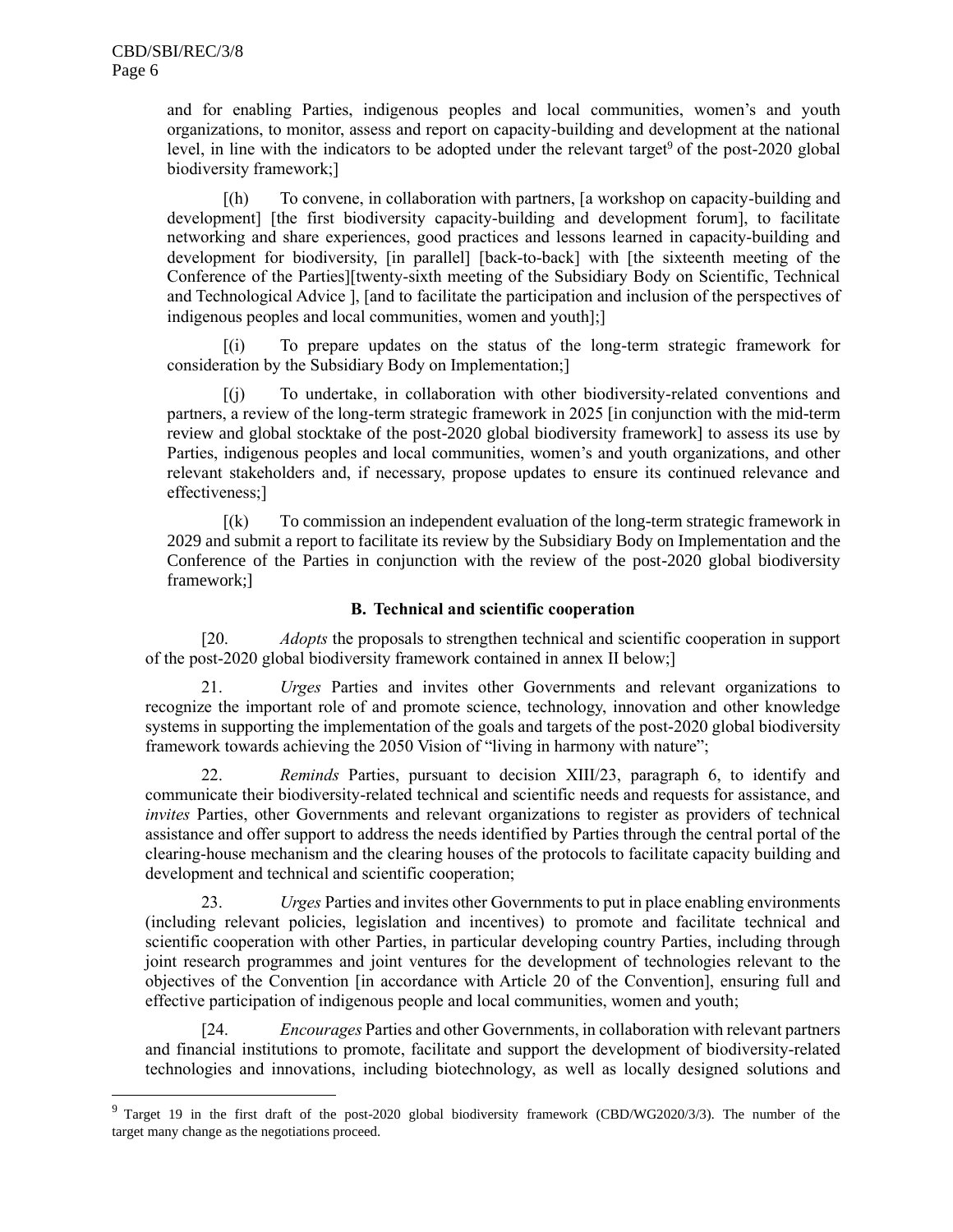and for enabling Parties, indigenous peoples and local communities, women's and youth organizations, to monitor, assess and report on capacity-building and development at the national level, in line with the indicators to be adopted under the relevant target[9] of the post-2020 global biodiversity framework;]

[(h) To convene, in collaboration with partners, [a workshop on capacity-building and development] [the first biodiversity capacity-building and development forum], to facilitate networking and share experiences, good practices and lessons learned in capacity-building and development for biodiversity, [in parallel] [back-to-back] with [the sixteenth meeting of the Conference of the Parties][twenty-sixth meeting of the Subsidiary Body on Scientific, Technical and Technological Advice ], [and to facilitate the participation and inclusion of the perspectives of indigenous peoples and local communities, women and youth];]

[(i) To prepare updates on the status of the long-term strategic framework for consideration by the Subsidiary Body on Implementation;]

[(j) To undertake, in collaboration with other biodiversity-related conventions and partners, a review of the long-term strategic framework in 2025 [in conjunction with the mid-term review and global stocktake of the post-2020 global biodiversity framework] to assess its use by Parties, indigenous peoples and local communities, women's and youth organizations, and other relevant stakeholders and, if necessary, propose updates to ensure its continued relevance and effectiveness;]

[(k) To commission an independent evaluation of the long-term strategic framework in 2029 and submit a report to facilitate its review by the Subsidiary Body on Implementation and the Conference of the Parties in conjunction with the review of the post-2020 global biodiversity framework;]

### B. Technical and scientific cooperation

[20. *Adopts* the proposals to strengthen technical and scientific cooperation in support of the post-2020 global biodiversity framework contained in annex II below;]

21. *Urges* Parties and invites other Governments and relevant organizations to recognize the important role of and promote science, technology, innovation and other knowledge systems in supporting the implementation of the goals and targets of the post-2020 global biodiversity framework towards achieving the 2050 Vision of "living in harmony with nature";

22. *Reminds* Parties, pursuant to decision XIII/23, paragraph 6, to identify and communicate their biodiversity-related technical and scientific needs and requests for assistance, and *invites* Parties, other Governments and relevant organizations to register as providers of technical assistance and offer support to address the needs identified by Parties through the central portal of the clearing-house mechanism and the clearing houses of the protocols to facilitate capacity building and development and technical and scientific cooperation;

23. *Urges* Parties and invites other Governments to put in place enabling environments (including relevant policies, legislation and incentives) to promote and facilitate technical and scientific cooperation with other Parties, in particular developing country Parties, including through joint research programmes and joint ventures for the development of technologies relevant to the objectives of the Convention [in accordance with Article 20 of the Convention], ensuring full and effective participation of indigenous people and local communities, women and youth;

[24. *Encourages* Parties and other Governments, in collaboration with relevant partners and financial institutions to promote, facilitate and support the development of biodiversity-related technologies and innovations, including biotechnology, as well as locally designed solutions and

---

[9] Target 19 in the first draft of the post-2020 global biodiversity framework (CBD/WG2020/3/3). The number of the target many change as the negotiations proceed.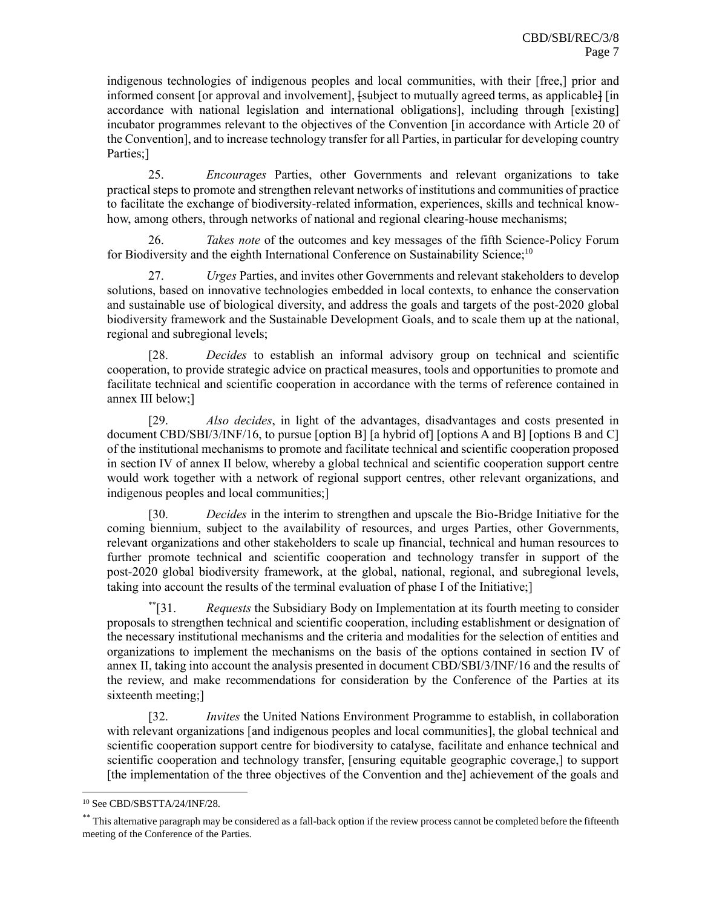indigenous technologies of indigenous peoples and local communities, with their [free,] prior and informed consent [or approval and involvement], [subject to mutually agreed terms, as applicable] [in accordance with national legislation and international obligations], including through [existing] incubator programmes relevant to the objectives of the Convention [in accordance with Article 20 of the Convention], and to increase technology transfer for all Parties, in particular for developing country Parties;]

25. *Encourages* Parties, other Governments and relevant organizations to take practical steps to promote and strengthen relevant networks of institutions and communities of practice to facilitate the exchange of biodiversity-related information, experiences, skills and technical know-how, among others, through networks of national and regional clearing-house mechanisms;

26. *Takes note* of the outcomes and key messages of the fifth Science-Policy Forum for Biodiversity and the eighth International Conference on Sustainability Science;[10]

27. *Urges* Parties, and invites other Governments and relevant stakeholders to develop solutions, based on innovative technologies embedded in local contexts, to enhance the conservation and sustainable use of biological diversity, and address the goals and targets of the post-2020 global biodiversity framework and the Sustainable Development Goals, and to scale them up at the national, regional and subregional levels;

[28. *Decides* to establish an informal advisory group on technical and scientific cooperation, to provide strategic advice on practical measures, tools and opportunities to promote and facilitate technical and scientific cooperation in accordance with the terms of reference contained in annex III below;]

[29. *Also decides*, in light of the advantages, disadvantages and costs presented in document CBD/SBI/3/INF/16, to pursue [option B] [a hybrid of] [options A and B] [options B and C] of the institutional mechanisms to promote and facilitate technical and scientific cooperation proposed in section IV of annex II below, whereby a global technical and scientific cooperation support centre would work together with a network of regional support centres, other relevant organizations, and indigenous peoples and local communities;]

[30. *Decides* in the interim to strengthen and upscale the Bio-Bridge Initiative for the coming biennium, subject to the availability of resources, and urges Parties, other Governments, relevant organizations and other stakeholders to scale up financial, technical and human resources to further promote technical and scientific cooperation and technology transfer in support of the post-2020 global biodiversity framework, at the global, national, regional, and subregional levels, taking into account the results of the terminal evaluation of phase I of the Initiative;]

[**][31. *Requests* the Subsidiary Body on Implementation at its fourth meeting to consider proposals to strengthen technical and scientific cooperation, including establishment or designation of the necessary institutional mechanisms and the criteria and modalities for the selection of entities and organizations to implement the mechanisms on the basis of the options contained in section IV of annex II, taking into account the analysis presented in document CBD/SBI/3/INF/16 and the results of the review, and make recommendations for consideration by the Conference of the Parties at its sixteenth meeting;]

[32. *Invites* the United Nations Environment Programme to establish, in collaboration with relevant organizations [and indigenous peoples and local communities], the global technical and scientific cooperation support centre for biodiversity to catalyse, facilitate and enhance technical and scientific cooperation and technology transfer, [ensuring equitable geographic coverage,] to support [the implementation of the three objectives of the Convention and the] achievement of the goals and

---

[10] See CBD/SBSTTA/24/INF/28.

[**] This alternative paragraph may be considered as a fall-back option if the review process cannot be completed before the fifteenth meeting of the Conference of the Parties.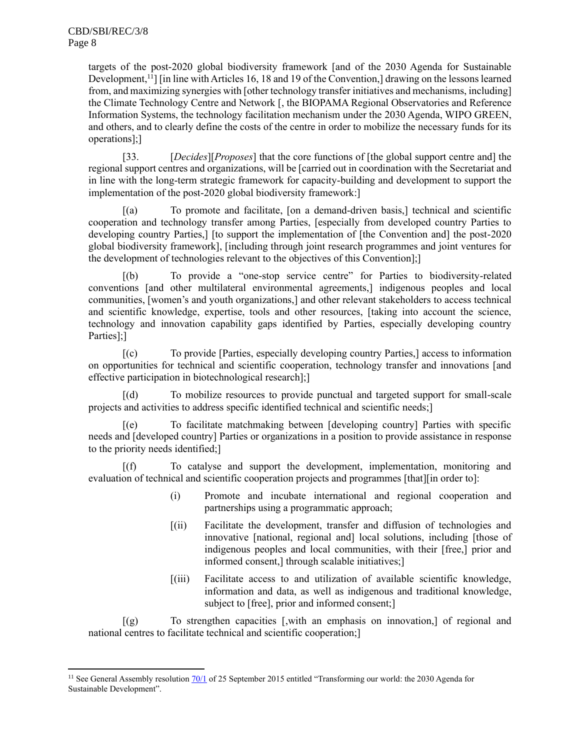targets of the post-2020 global biodiversity framework [and of the 2030 Agenda for Sustainable Development,[11]] [in line with Articles 16, 18 and 19 of the Convention,] drawing on the lessons learned from, and maximizing synergies with [other technology transfer initiatives and mechanisms, including] the Climate Technology Centre and Network [, the BIOPAMA Regional Observatories and Reference Information Systems, the technology facilitation mechanism under the 2030 Agenda, WIPO GREEN, and others, and to clearly define the costs of the centre in order to mobilize the necessary funds for its operations];]

[33. [*Decides*][*Proposes*] that the core functions of [the global support centre and] the regional support centres and organizations, will be [carried out in coordination with the Secretariat and in line with the long-term strategic framework for capacity-building and development to support the implementation of the post-2020 global biodiversity framework:]

[(a) To promote and facilitate, [on a demand-driven basis,] technical and scientific cooperation and technology transfer among Parties, [especially from developed country Parties to developing country Parties,] [to support the implementation of [the Convention and] the post-2020 global biodiversity framework], [including through joint research programmes and joint ventures for the development of technologies relevant to the objectives of this Convention];]

[(b) To provide a "one-stop service centre" for Parties to biodiversity-related conventions [and other multilateral environmental agreements,] indigenous peoples and local communities, [women's and youth organizations,] and other relevant stakeholders to access technical and scientific knowledge, expertise, tools and other resources, [taking into account the science, technology and innovation capability gaps identified by Parties, especially developing country Parties];]

[(c) To provide [Parties, especially developing country Parties,] access to information on opportunities for technical and scientific cooperation, technology transfer and innovations [and effective participation in biotechnological research];]

[(d) To mobilize resources to provide punctual and targeted support for small-scale projects and activities to address specific identified technical and scientific needs;]

[(e) To facilitate matchmaking between [developing country] Parties with specific needs and [developed country] Parties or organizations in a position to provide assistance in response to the priority needs identified;]

[(f) To catalyse and support the development, implementation, monitoring and evaluation of technical and scientific cooperation projects and programmes [that][in order to]:

(i) Promote and incubate international and regional cooperation and partnerships using a programmatic approach;

[(ii) Facilitate the development, transfer and diffusion of technologies and innovative [national, regional and] local solutions, including [those of indigenous peoples and local communities, with their [free,] prior and informed consent,] through scalable initiatives;]

[(iii) Facilitate access to and utilization of available scientific knowledge, information and data, as well as indigenous and traditional knowledge, subject to [free], prior and informed consent;]

[(g) To strengthen capacities [,with an emphasis on innovation,] of regional and national centres to facilitate technical and scientific cooperation;]

---

[11] See General Assembly resolution 70/1 of 25 September 2015 entitled "Transforming our world: the 2030 Agenda for Sustainable Development".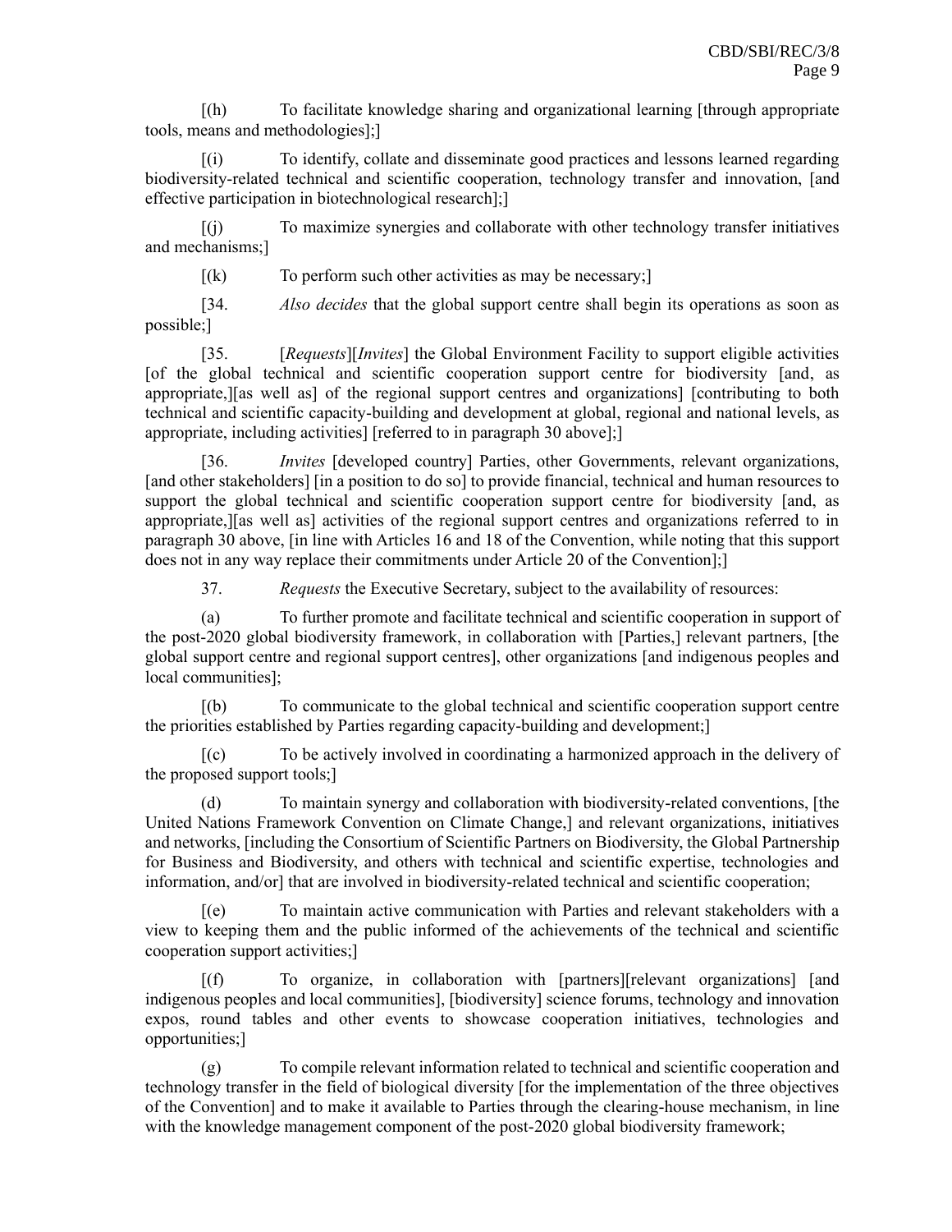[(h) To facilitate knowledge sharing and organizational learning [through appropriate tools, means and methodologies];]

[(i) To identify, collate and disseminate good practices and lessons learned regarding biodiversity-related technical and scientific cooperation, technology transfer and innovation, [and effective participation in biotechnological research];]

[(j) To maximize synergies and collaborate with other technology transfer initiatives and mechanisms;]

[(k) To perform such other activities as may be necessary;]

[34. *Also decides* that the global support centre shall begin its operations as soon as possible;]

[35. [*Requests*][*Invites*] the Global Environment Facility to support eligible activities [of the global technical and scientific cooperation support centre for biodiversity [and, as appropriate,][as well as] of the regional support centres and organizations] [contributing to both technical and scientific capacity-building and development at global, regional and national levels, as appropriate, including activities] [referred to in paragraph 30 above];]

[36. *Invites* [developed country] Parties, other Governments, relevant organizations, [and other stakeholders] [in a position to do so] to provide financial, technical and human resources to support the global technical and scientific cooperation support centre for biodiversity [and, as appropriate,][as well as] activities of the regional support centres and organizations referred to in paragraph 30 above, [in line with Articles 16 and 18 of the Convention, while noting that this support does not in any way replace their commitments under Article 20 of the Convention];]

37. *Requests* the Executive Secretary, subject to the availability of resources:

(a) To further promote and facilitate technical and scientific cooperation in support of the post-2020 global biodiversity framework, in collaboration with [Parties,] relevant partners, [the global support centre and regional support centres], other organizations [and indigenous peoples and local communities];

[(b) To communicate to the global technical and scientific cooperation support centre the priorities established by Parties regarding capacity-building and development;]

[(c) To be actively involved in coordinating a harmonized approach in the delivery of the proposed support tools;]

(d) To maintain synergy and collaboration with biodiversity-related conventions, [the United Nations Framework Convention on Climate Change,] and relevant organizations, initiatives and networks, [including the Consortium of Scientific Partners on Biodiversity, the Global Partnership for Business and Biodiversity, and others with technical and scientific expertise, technologies and information, and/or] that are involved in biodiversity-related technical and scientific cooperation;

[(e) To maintain active communication with Parties and relevant stakeholders with a view to keeping them and the public informed of the achievements of the technical and scientific cooperation support activities;]

[(f) To organize, in collaboration with [partners][relevant organizations] [and indigenous peoples and local communities], [biodiversity] science forums, technology and innovation expos, round tables and other events to showcase cooperation initiatives, technologies and opportunities;]

(g) To compile relevant information related to technical and scientific cooperation and technology transfer in the field of biological diversity [for the implementation of the three objectives of the Convention] and to make it available to Parties through the clearing-house mechanism, in line with the knowledge management component of the post-2020 global biodiversity framework;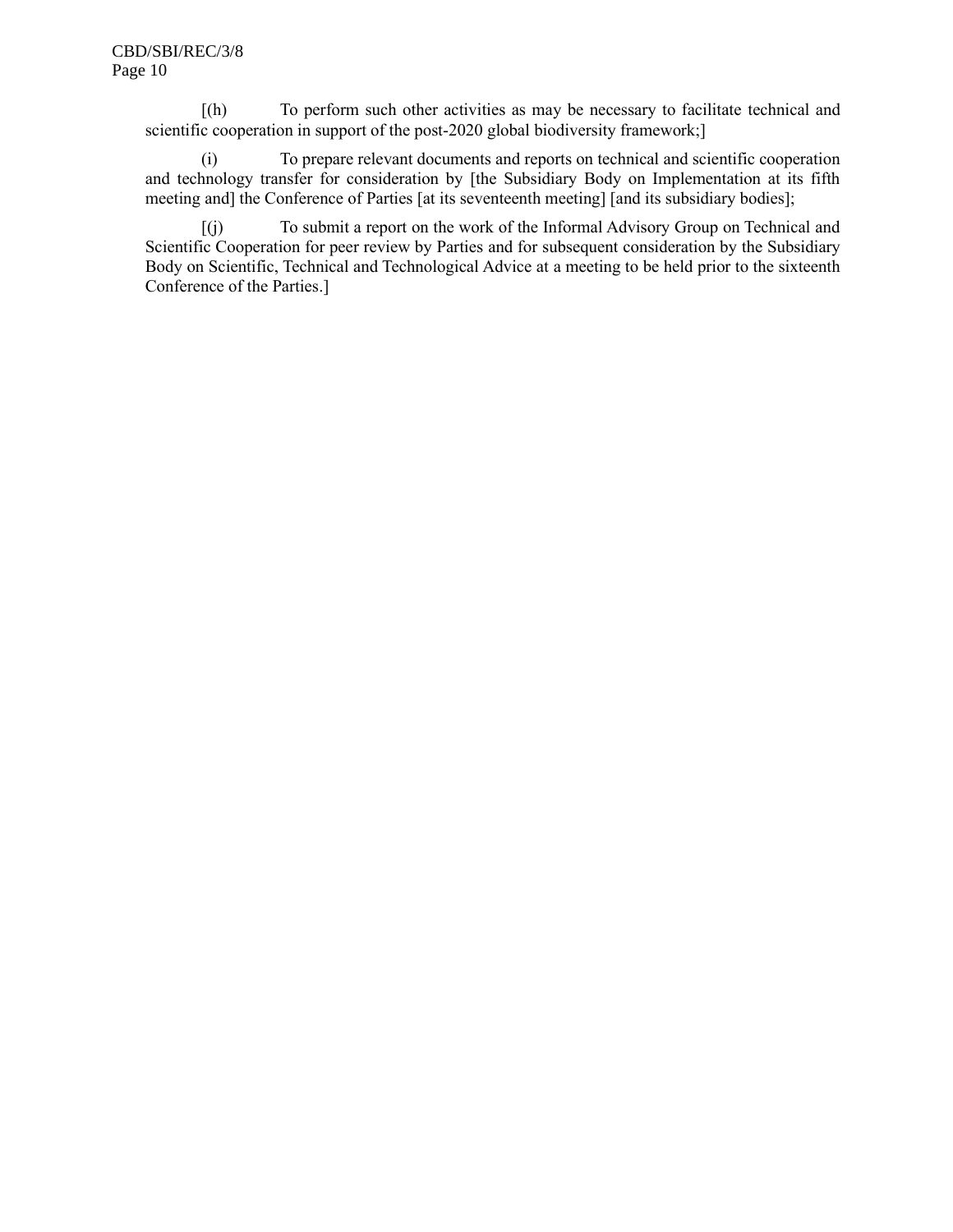[(h) To perform such other activities as may be necessary to facilitate technical and scientific cooperation in support of the post-2020 global biodiversity framework;]

(i) To prepare relevant documents and reports on technical and scientific cooperation and technology transfer for consideration by [the Subsidiary Body on Implementation at its fifth meeting and] the Conference of Parties [at its seventeenth meeting] [and its subsidiary bodies];

[(j) To submit a report on the work of the Informal Advisory Group on Technical and Scientific Cooperation for peer review by Parties and for subsequent consideration by the Subsidiary Body on Scientific, Technical and Technological Advice at a meeting to be held prior to the sixteenth Conference of the Parties.]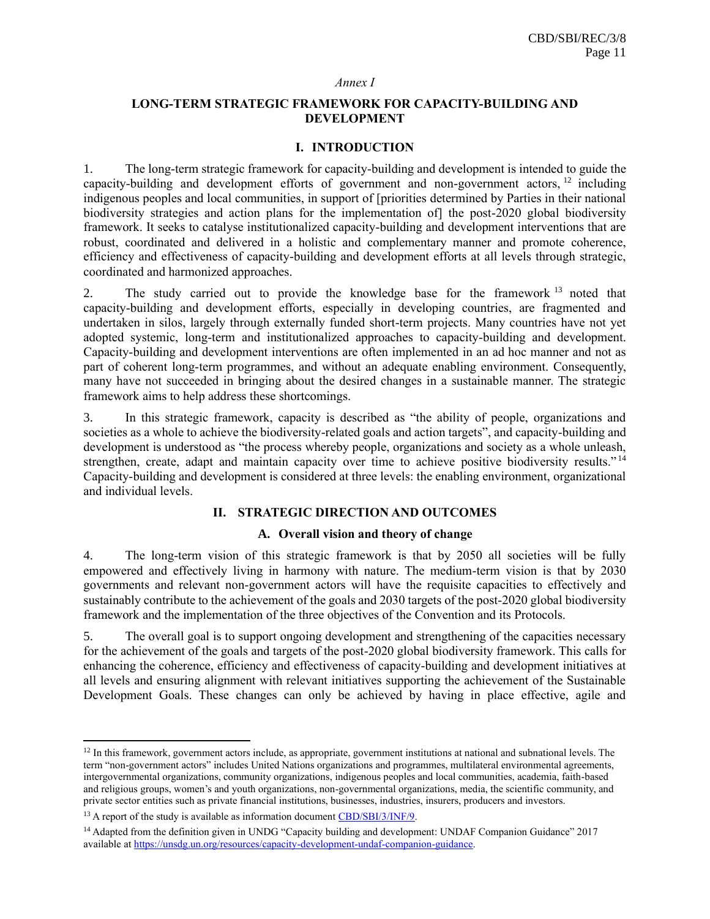*Annex I*

# LONG-TERM STRATEGIC FRAMEWORK FOR CAPACITY-BUILDING AND DEVELOPMENT

## I. INTRODUCTION

1. The long-term strategic framework for capacity-building and development is intended to guide the capacity-building and development efforts of government and non-government actors,[12] including indigenous peoples and local communities, in support of [priorities determined by Parties in their national biodiversity strategies and action plans for the implementation of] the post-2020 global biodiversity framework. It seeks to catalyse institutionalized capacity-building and development interventions that are robust, coordinated and delivered in a holistic and complementary manner and promote coherence, efficiency and effectiveness of capacity-building and development efforts at all levels through strategic, coordinated and harmonized approaches.

2. The study carried out to provide the knowledge base for the framework[13] noted that capacity-building and development efforts, especially in developing countries, are fragmented and undertaken in silos, largely through externally funded short-term projects. Many countries have not yet adopted systemic, long-term and institutionalized approaches to capacity-building and development. Capacity-building and development interventions are often implemented in an ad hoc manner and not as part of coherent long-term programmes, and without an adequate enabling environment. Consequently, many have not succeeded in bringing about the desired changes in a sustainable manner. The strategic framework aims to help address these shortcomings.

3. In this strategic framework, capacity is described as "the ability of people, organizations and societies as a whole to achieve the biodiversity-related goals and action targets", and capacity-building and development is understood as "the process whereby people, organizations and society as a whole unleash, strengthen, create, adapt and maintain capacity over time to achieve positive biodiversity results."[14] Capacity-building and development is considered at three levels: the enabling environment, organizational and individual levels.

## II. STRATEGIC DIRECTION AND OUTCOMES

### A. Overall vision and theory of change

4. The long-term vision of this strategic framework is that by 2050 all societies will be fully empowered and effectively living in harmony with nature. The medium-term vision is that by 2030 governments and relevant non-government actors will have the requisite capacities to effectively and sustainably contribute to the achievement of the goals and 2030 targets of the post-2020 global biodiversity framework and the implementation of the three objectives of the Convention and its Protocols.

5. The overall goal is to support ongoing development and strengthening of the capacities necessary for the achievement of the goals and targets of the post-2020 global biodiversity framework. This calls for enhancing the coherence, efficiency and effectiveness of capacity-building and development initiatives at all levels and ensuring alignment with relevant initiatives supporting the achievement of the Sustainable Development Goals. These changes can only be achieved by having in place effective, agile and

---

[12] In this framework, government actors include, as appropriate, government institutions at national and subnational levels. The term "non-government actors" includes United Nations organizations and programmes, multilateral environmental agreements, intergovernmental organizations, community organizations, indigenous peoples and local communities, academia, faith-based and religious groups, women's and youth organizations, non-governmental organizations, media, the scientific community, and private sector entities such as private financial institutions, businesses, industries, insurers, producers and investors.

[13] A report of the study is available as information document CBD/SBI/3/INF/9.

[14] Adapted from the definition given in UNDG "Capacity building and development: UNDAF Companion Guidance" 2017 available at https://unsdg.un.org/resources/capacity-development-undaf-companion-guidance.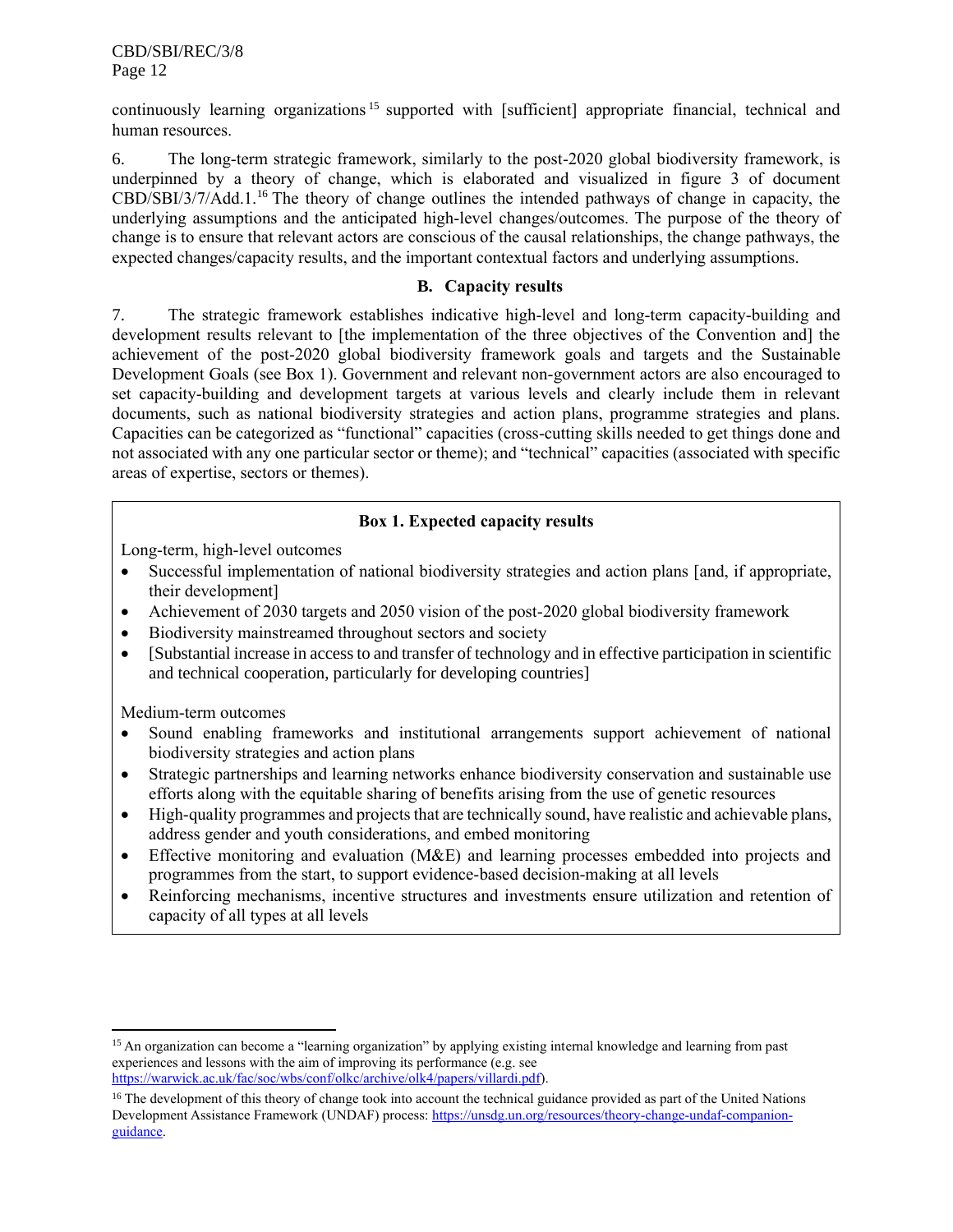continuously learning organizations[15] supported with [sufficient] appropriate financial, technical and human resources.

6. The long-term strategic framework, similarly to the post-2020 global biodiversity framework, is underpinned by a theory of change, which is elaborated and visualized in figure 3 of document CBD/SBI/3/7/Add.1.[16] The theory of change outlines the intended pathways of change in capacity, the underlying assumptions and the anticipated high-level changes/outcomes. The purpose of the theory of change is to ensure that relevant actors are conscious of the causal relationships, the change pathways, the expected changes/capacity results, and the important contextual factors and underlying assumptions.

### B. Capacity results

7. The strategic framework establishes indicative high-level and long-term capacity-building and development results relevant to [the implementation of the three objectives of the Convention and] the achievement of the post-2020 global biodiversity framework goals and targets and the Sustainable Development Goals (see Box 1). Government and relevant non-government actors are also encouraged to set capacity-building and development targets at various levels and clearly include them in relevant documents, such as national biodiversity strategies and action plans, programme strategies and plans. Capacities can be categorized as "functional" capacities (cross-cutting skills needed to get things done and not associated with any one particular sector or theme); and "technical" capacities (associated with specific areas of expertise, sectors or themes).

**Box 1. Expected capacity results**

Long-term, high-level outcomes

- Successful implementation of national biodiversity strategies and action plans [and, if appropriate, their development]
- Achievement of 2030 targets and 2050 vision of the post-2020 global biodiversity framework
- Biodiversity mainstreamed throughout sectors and society
- [Substantial increase in access to and transfer of technology and in effective participation in scientific and technical cooperation, particularly for developing countries]

Medium-term outcomes

- Sound enabling frameworks and institutional arrangements support achievement of national biodiversity strategies and action plans
- Strategic partnerships and learning networks enhance biodiversity conservation and sustainable use efforts along with the equitable sharing of benefits arising from the use of genetic resources
- High-quality programmes and projects that are technically sound, have realistic and achievable plans, address gender and youth considerations, and embed monitoring
- Effective monitoring and evaluation (M&E) and learning processes embedded into projects and programmes from the start, to support evidence-based decision-making at all levels
- Reinforcing mechanisms, incentive structures and investments ensure utilization and retention of capacity of all types at all levels

---

[15] An organization can become a "learning organization" by applying existing internal knowledge and learning from past experiences and lessons with the aim of improving its performance (e.g. see https://warwick.ac.uk/fac/soc/wbs/conf/olkc/archive/olk4/papers/villardi.pdf).

[16] The development of this theory of change took into account the technical guidance provided as part of the United Nations Development Assistance Framework (UNDAF) process: https://unsdg.un.org/resources/theory-change-undaf-companion-guidance.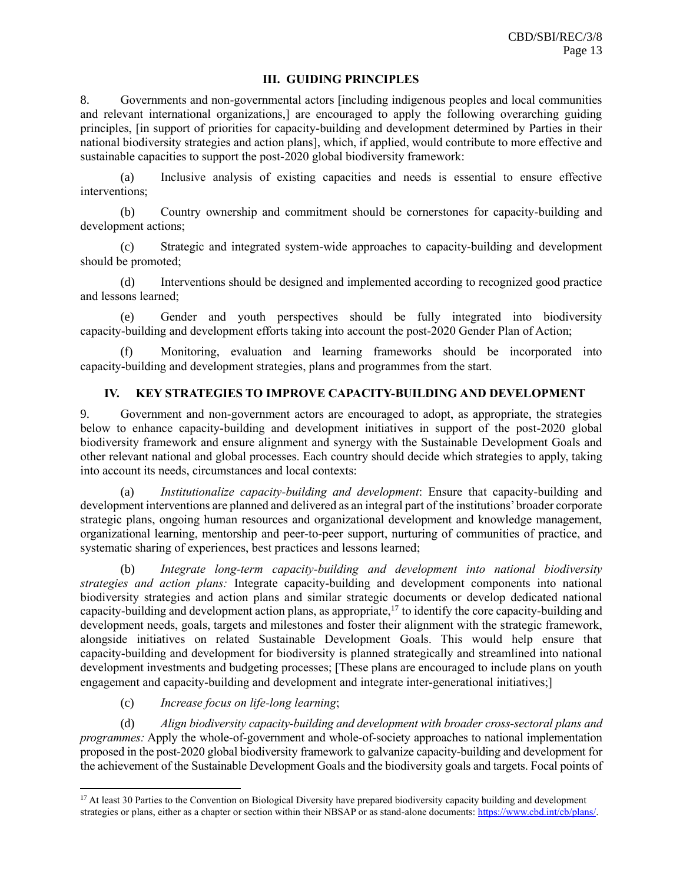## III. GUIDING PRINCIPLES

8. Governments and non-governmental actors [including indigenous peoples and local communities and relevant international organizations,] are encouraged to apply the following overarching guiding principles, [in support of priorities for capacity-building and development determined by Parties in their national biodiversity strategies and action plans], which, if applied, would contribute to more effective and sustainable capacities to support the post-2020 global biodiversity framework:

(a) Inclusive analysis of existing capacities and needs is essential to ensure effective interventions;

(b) Country ownership and commitment should be cornerstones for capacity-building and development actions;

(c) Strategic and integrated system-wide approaches to capacity-building and development should be promoted;

(d) Interventions should be designed and implemented according to recognized good practice and lessons learned;

(e) Gender and youth perspectives should be fully integrated into biodiversity capacity-building and development efforts taking into account the post-2020 Gender Plan of Action;

(f) Monitoring, evaluation and learning frameworks should be incorporated into capacity-building and development strategies, plans and programmes from the start.

## IV. KEY STRATEGIES TO IMPROVE CAPACITY-BUILDING AND DEVELOPMENT

9. Government and non-government actors are encouraged to adopt, as appropriate, the strategies below to enhance capacity-building and development initiatives in support of the post-2020 global biodiversity framework and ensure alignment and synergy with the Sustainable Development Goals and other relevant national and global processes. Each country should decide which strategies to apply, taking into account its needs, circumstances and local contexts:

(a) *Institutionalize capacity-building and development*: Ensure that capacity-building and development interventions are planned and delivered as an integral part of the institutions' broader corporate strategic plans, ongoing human resources and organizational development and knowledge management, organizational learning, mentorship and peer-to-peer support, nurturing of communities of practice, and systematic sharing of experiences, best practices and lessons learned;

(b) *Integrate long-term capacity-building and development into national biodiversity strategies and action plans:* Integrate capacity-building and development components into national biodiversity strategies and action plans and similar strategic documents or develop dedicated national capacity-building and development action plans, as appropriate,[17] to identify the core capacity-building and development needs, goals, targets and milestones and foster their alignment with the strategic framework, alongside initiatives on related Sustainable Development Goals. This would help ensure that capacity-building and development for biodiversity is planned strategically and streamlined into national development investments and budgeting processes; [These plans are encouraged to include plans on youth engagement and capacity-building and development and integrate inter-generational initiatives;]

(c) *Increase focus on life-long learning*;

(d) *Align biodiversity capacity-building and development with broader cross-sectoral plans and programmes:* Apply the whole-of-government and whole-of-society approaches to national implementation proposed in the post-2020 global biodiversity framework to galvanize capacity-building and development for the achievement of the Sustainable Development Goals and the biodiversity goals and targets. Focal points of

---

[17] At least 30 Parties to the Convention on Biological Diversity have prepared biodiversity capacity building and development strategies or plans, either as a chapter or section within their NBSAP or as stand-alone documents: https://www.cbd.int/cb/plans/.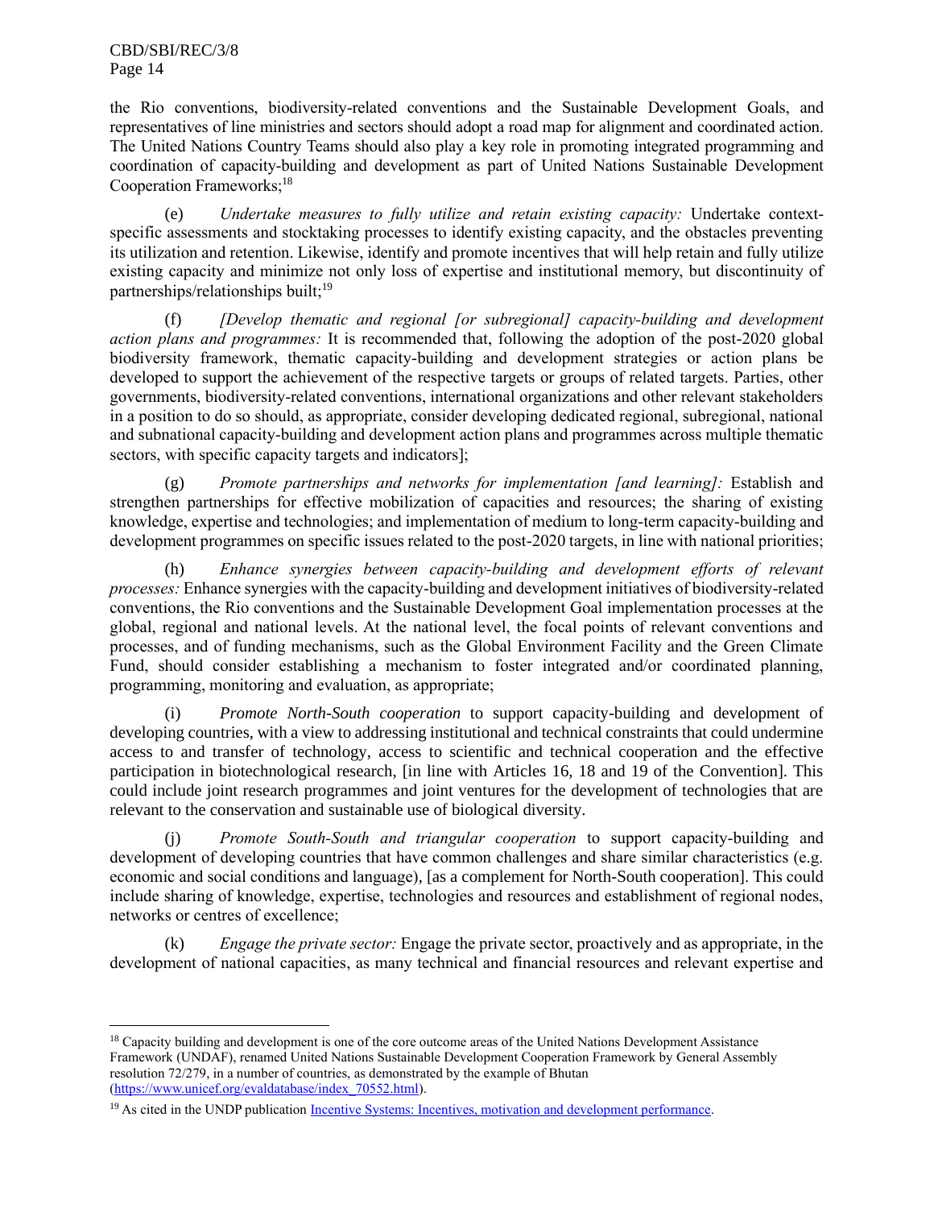the Rio conventions, biodiversity-related conventions and the Sustainable Development Goals, and representatives of line ministries and sectors should adopt a road map for alignment and coordinated action. The United Nations Country Teams should also play a key role in promoting integrated programming and coordination of capacity-building and development as part of United Nations Sustainable Development Cooperation Frameworks;[18]

(e) *Undertake measures to fully utilize and retain existing capacity:* Undertake context-specific assessments and stocktaking processes to identify existing capacity, and the obstacles preventing its utilization and retention. Likewise, identify and promote incentives that will help retain and fully utilize existing capacity and minimize not only loss of expertise and institutional memory, but discontinuity of partnerships/relationships built;[19]

(f) *[Develop thematic and regional [or subregional] capacity-building and development action plans and programmes:* It is recommended that, following the adoption of the post-2020 global biodiversity framework, thematic capacity-building and development strategies or action plans be developed to support the achievement of the respective targets or groups of related targets. Parties, other governments, biodiversity-related conventions, international organizations and other relevant stakeholders in a position to do so should, as appropriate, consider developing dedicated regional, subregional, national and subnational capacity-building and development action plans and programmes across multiple thematic sectors, with specific capacity targets and indicators];

(g) *Promote partnerships and networks for implementation [and learning]:* Establish and strengthen partnerships for effective mobilization of capacities and resources; the sharing of existing knowledge, expertise and technologies; and implementation of medium to long-term capacity-building and development programmes on specific issues related to the post-2020 targets, in line with national priorities;

(h) *Enhance synergies between capacity-building and development efforts of relevant processes:* Enhance synergies with the capacity-building and development initiatives of biodiversity-related conventions, the Rio conventions and the Sustainable Development Goal implementation processes at the global, regional and national levels. At the national level, the focal points of relevant conventions and processes, and of funding mechanisms, such as the Global Environment Facility and the Green Climate Fund, should consider establishing a mechanism to foster integrated and/or coordinated planning, programming, monitoring and evaluation, as appropriate;

(i) *Promote North-South cooperation* to support capacity-building and development of developing countries, with a view to addressing institutional and technical constraints that could undermine access to and transfer of technology, access to scientific and technical cooperation and the effective participation in biotechnological research, [in line with Articles 16, 18 and 19 of the Convention]. This could include joint research programmes and joint ventures for the development of technologies that are relevant to the conservation and sustainable use of biological diversity.

(j) *Promote South-South and triangular cooperation* to support capacity-building and development of developing countries that have common challenges and share similar characteristics (e.g. economic and social conditions and language), [as a complement for North-South cooperation]. This could include sharing of knowledge, expertise, technologies and resources and establishment of regional nodes, networks or centres of excellence;

(k) *Engage the private sector:* Engage the private sector, proactively and as appropriate, in the development of national capacities, as many technical and financial resources and relevant expertise and

---

[18] Capacity building and development is one of the core outcome areas of the United Nations Development Assistance Framework (UNDAF), renamed United Nations Sustainable Development Cooperation Framework by General Assembly resolution 72/279, in a number of countries, as demonstrated by the example of Bhutan (https://www.unicef.org/evaldatabase/index_70552.html).

[19] As cited in the UNDP publication Incentive Systems: Incentives, motivation and development performance.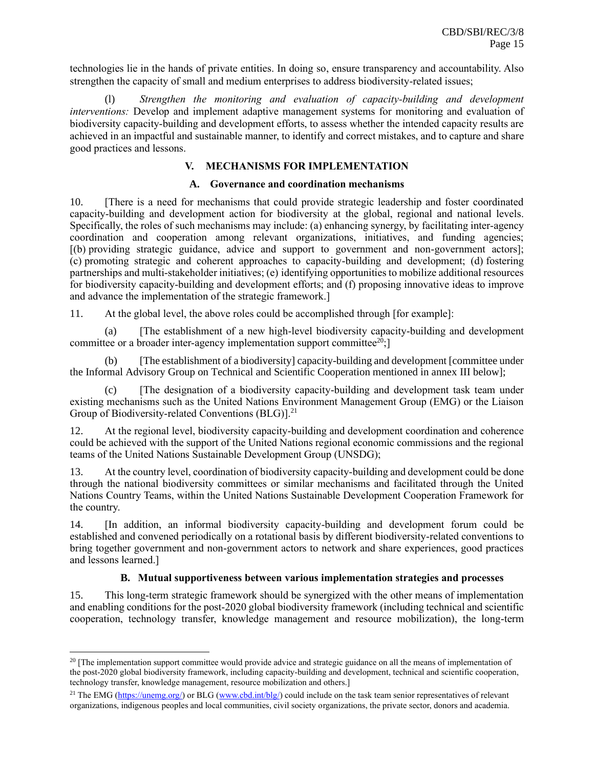technologies lie in the hands of private entities. In doing so, ensure transparency and accountability. Also strengthen the capacity of small and medium enterprises to address biodiversity-related issues;

(l) *Strengthen the monitoring and evaluation of capacity-building and development interventions:* Develop and implement adaptive management systems for monitoring and evaluation of biodiversity capacity-building and development efforts, to assess whether the intended capacity results are achieved in an impactful and sustainable manner, to identify and correct mistakes, and to capture and share good practices and lessons.

## V. MECHANISMS FOR IMPLEMENTATION

### A. Governance and coordination mechanisms

10. [There is a need for mechanisms that could provide strategic leadership and foster coordinated capacity-building and development action for biodiversity at the global, regional and national levels. Specifically, the roles of such mechanisms may include: (a) enhancing synergy, by facilitating inter-agency coordination and cooperation among relevant organizations, initiatives, and funding agencies; [(b) providing strategic guidance, advice and support to government and non-government actors]; (c) promoting strategic and coherent approaches to capacity-building and development; (d) fostering partnerships and multi-stakeholder initiatives; (e) identifying opportunities to mobilize additional resources for biodiversity capacity-building and development efforts; and (f) proposing innovative ideas to improve and advance the implementation of the strategic framework.]

11. At the global level, the above roles could be accomplished through [for example]:

(a) [The establishment of a new high-level biodiversity capacity-building and development committee or a broader inter-agency implementation support committee[20];]

(b) [The establishment of a biodiversity] capacity-building and development [committee under the Informal Advisory Group on Technical and Scientific Cooperation mentioned in annex III below];

(c) [The designation of a biodiversity capacity-building and development task team under existing mechanisms such as the United Nations Environment Management Group (EMG) or the Liaison Group of Biodiversity-related Conventions (BLG)].[21]

12. At the regional level, biodiversity capacity-building and development coordination and coherence could be achieved with the support of the United Nations regional economic commissions and the regional teams of the United Nations Sustainable Development Group (UNSDG);

13. At the country level, coordination of biodiversity capacity-building and development could be done through the national biodiversity committees or similar mechanisms and facilitated through the United Nations Country Teams, within the United Nations Sustainable Development Cooperation Framework for the country.

14. [In addition, an informal biodiversity capacity-building and development forum could be established and convened periodically on a rotational basis by different biodiversity-related conventions to bring together government and non-government actors to network and share experiences, good practices and lessons learned.]

### B. Mutual supportiveness between various implementation strategies and processes

15. This long-term strategic framework should be synergized with the other means of implementation and enabling conditions for the post-2020 global biodiversity framework (including technical and scientific cooperation, technology transfer, knowledge management and resource mobilization), the long-term

---

[20] [The implementation support committee would provide advice and strategic guidance on all the means of implementation of the post-2020 global biodiversity framework, including capacity-building and development, technical and scientific cooperation, technology transfer, knowledge management, resource mobilization and others.]

[21] The EMG (https://unemg.org/) or BLG (www.cbd.int/blg/) could include on the task team senior representatives of relevant organizations, indigenous peoples and local communities, civil society organizations, the private sector, donors and academia.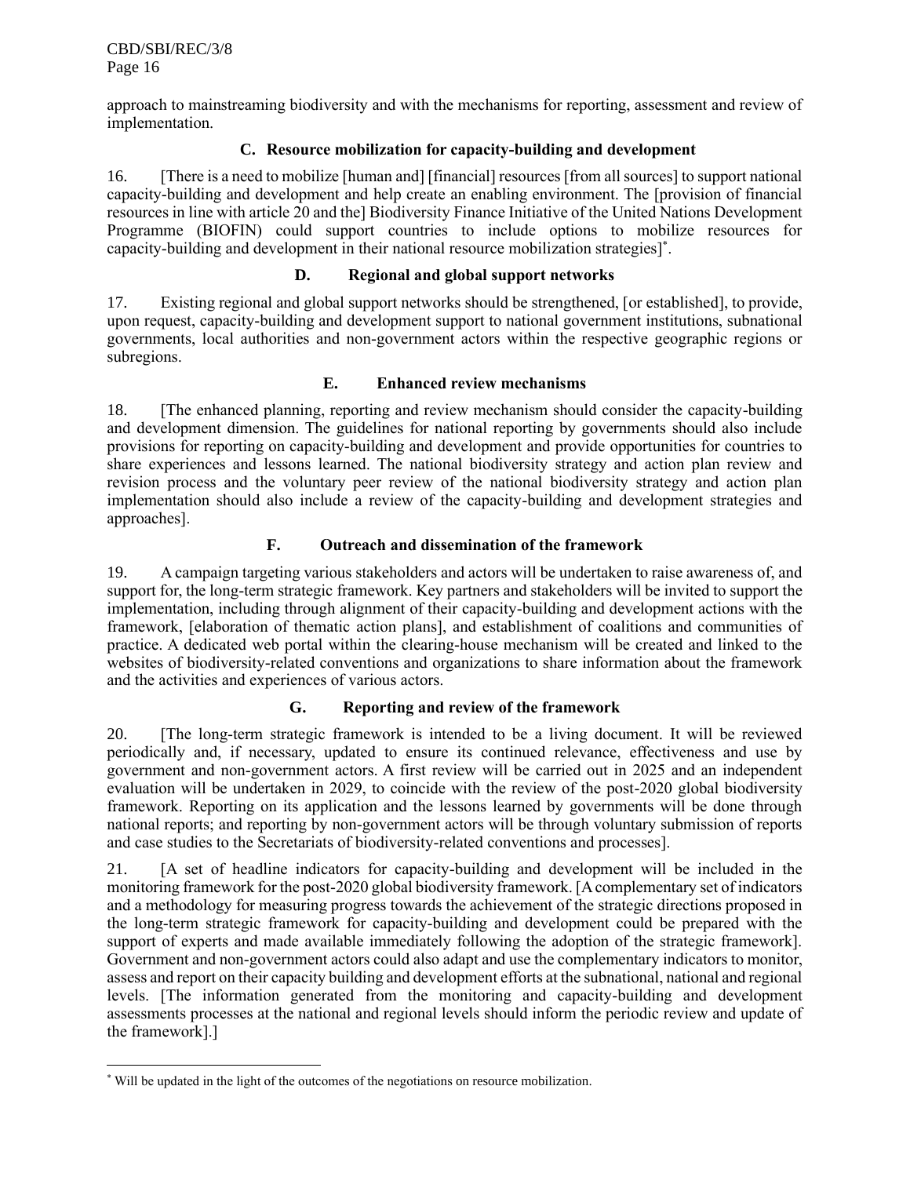approach to mainstreaming biodiversity and with the mechanisms for reporting, assessment and review of implementation.

### C. Resource mobilization for capacity-building and development

16. [There is a need to mobilize [human and] [financial] resources [from all sources] to support national capacity-building and development and help create an enabling environment. The [provision of financial resources in line with article 20 and the] Biodiversity Finance Initiative of the United Nations Development Programme (BIOFIN) could support countries to include options to mobilize resources for capacity-building and development in their national resource mobilization strategies][*].

### D. Regional and global support networks

17. Existing regional and global support networks should be strengthened, [or established], to provide, upon request, capacity-building and development support to national government institutions, subnational governments, local authorities and non-government actors within the respective geographic regions or subregions.

### E. Enhanced review mechanisms

18. [The enhanced planning, reporting and review mechanism should consider the capacity-building and development dimension. The guidelines for national reporting by governments should also include provisions for reporting on capacity-building and development and provide opportunities for countries to share experiences and lessons learned. The national biodiversity strategy and action plan review and revision process and the voluntary peer review of the national biodiversity strategy and action plan implementation should also include a review of the capacity-building and development strategies and approaches].

### F. Outreach and dissemination of the framework

19. A campaign targeting various stakeholders and actors will be undertaken to raise awareness of, and support for, the long-term strategic framework. Key partners and stakeholders will be invited to support the implementation, including through alignment of their capacity-building and development actions with the framework, [elaboration of thematic action plans], and establishment of coalitions and communities of practice. A dedicated web portal within the clearing-house mechanism will be created and linked to the websites of biodiversity-related conventions and organizations to share information about the framework and the activities and experiences of various actors.

### G. Reporting and review of the framework

20. [The long-term strategic framework is intended to be a living document. It will be reviewed periodically and, if necessary, updated to ensure its continued relevance, effectiveness and use by government and non-government actors. A first review will be carried out in 2025 and an independent evaluation will be undertaken in 2029, to coincide with the review of the post-2020 global biodiversity framework. Reporting on its application and the lessons learned by governments will be done through national reports; and reporting by non-government actors will be through voluntary submission of reports and case studies to the Secretariats of biodiversity-related conventions and processes].

21. [A set of headline indicators for capacity-building and development will be included in the monitoring framework for the post-2020 global biodiversity framework. [A complementary set of indicators and a methodology for measuring progress towards the achievement of the strategic directions proposed in the long-term strategic framework for capacity-building and development could be prepared with the support of experts and made available immediately following the adoption of the strategic framework]. Government and non-government actors could also adapt and use the complementary indicators to monitor, assess and report on their capacity building and development efforts at the subnational, national and regional levels. [The information generated from the monitoring and capacity-building and development assessments processes at the national and regional levels should inform the periodic review and update of the framework].]

---

[*] Will be updated in the light of the outcomes of the negotiations on resource mobilization.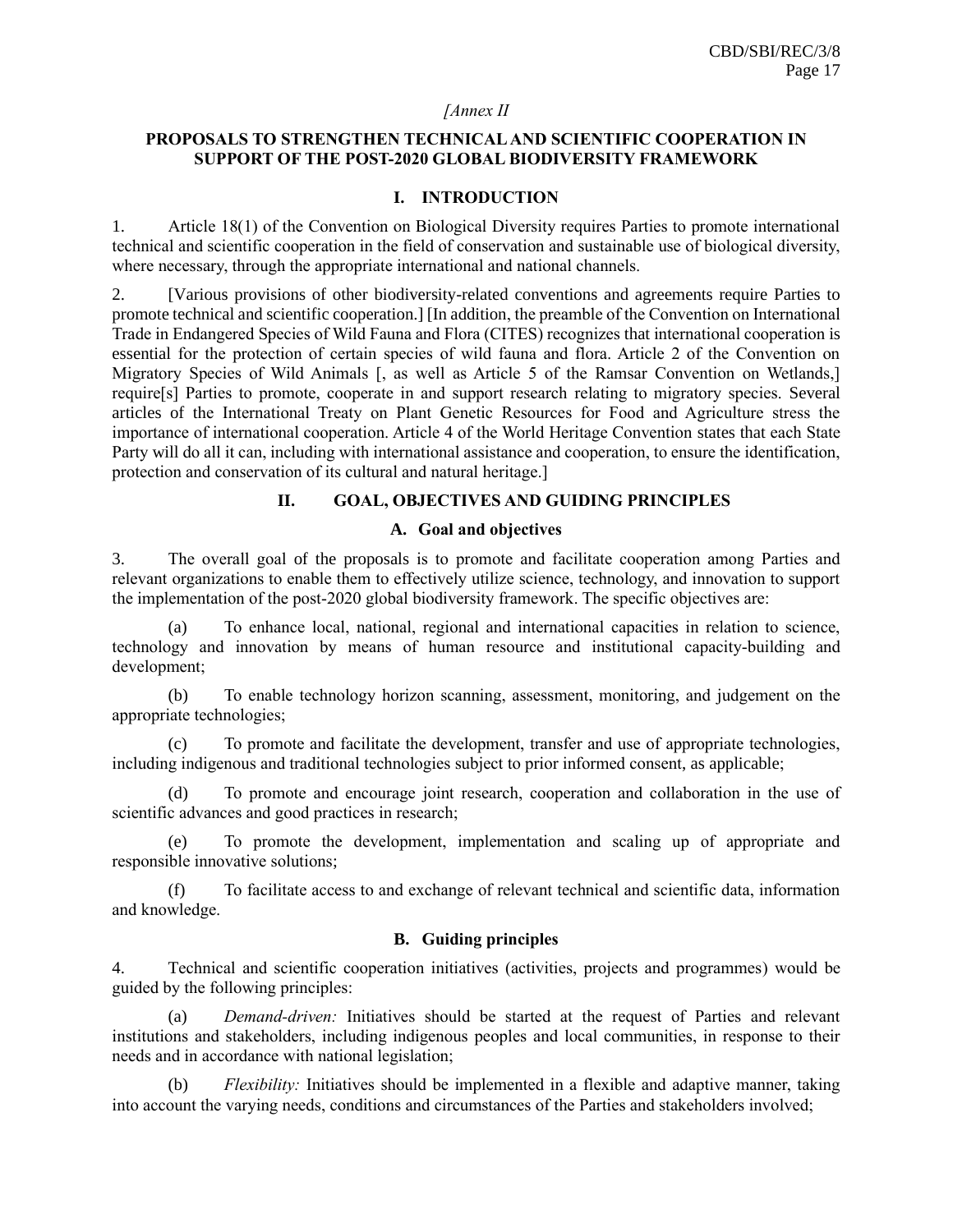*[Annex II*

## PROPOSALS TO STRENGTHEN TECHNICAL AND SCIENTIFIC COOPERATION IN SUPPORT OF THE POST-2020 GLOBAL BIODIVERSITY FRAMEWORK

### I. INTRODUCTION

1. Article 18(1) of the Convention on Biological Diversity requires Parties to promote international technical and scientific cooperation in the field of conservation and sustainable use of biological diversity, where necessary, through the appropriate international and national channels.

2. [Various provisions of other biodiversity-related conventions and agreements require Parties to promote technical and scientific cooperation.] [In addition, the preamble of the Convention on International Trade in Endangered Species of Wild Fauna and Flora (CITES) recognizes that international cooperation is essential for the protection of certain species of wild fauna and flora. Article 2 of the Convention on Migratory Species of Wild Animals [, as well as Article 5 of the Ramsar Convention on Wetlands,] require[s] Parties to promote, cooperate in and support research relating to migratory species. Several articles of the International Treaty on Plant Genetic Resources for Food and Agriculture stress the importance of international cooperation. Article 4 of the World Heritage Convention states that each State Party will do all it can, including with international assistance and cooperation, to ensure the identification, protection and conservation of its cultural and natural heritage.]

### II. GOAL, OBJECTIVES AND GUIDING PRINCIPLES

#### A. Goal and objectives

3. The overall goal of the proposals is to promote and facilitate cooperation among Parties and relevant organizations to enable them to effectively utilize science, technology, and innovation to support the implementation of the post-2020 global biodiversity framework. The specific objectives are:

(a) To enhance local, national, regional and international capacities in relation to science, technology and innovation by means of human resource and institutional capacity-building and development;

(b) To enable technology horizon scanning, assessment, monitoring, and judgement on the appropriate technologies;

(c) To promote and facilitate the development, transfer and use of appropriate technologies, including indigenous and traditional technologies subject to prior informed consent, as applicable;

(d) To promote and encourage joint research, cooperation and collaboration in the use of scientific advances and good practices in research;

(e) To promote the development, implementation and scaling up of appropriate and responsible innovative solutions;

(f) To facilitate access to and exchange of relevant technical and scientific data, information and knowledge.

#### B. Guiding principles

4. Technical and scientific cooperation initiatives (activities, projects and programmes) would be guided by the following principles:

(a) *Demand-driven:* Initiatives should be started at the request of Parties and relevant institutions and stakeholders, including indigenous peoples and local communities, in response to their needs and in accordance with national legislation;

(b) *Flexibility:* Initiatives should be implemented in a flexible and adaptive manner, taking into account the varying needs, conditions and circumstances of the Parties and stakeholders involved;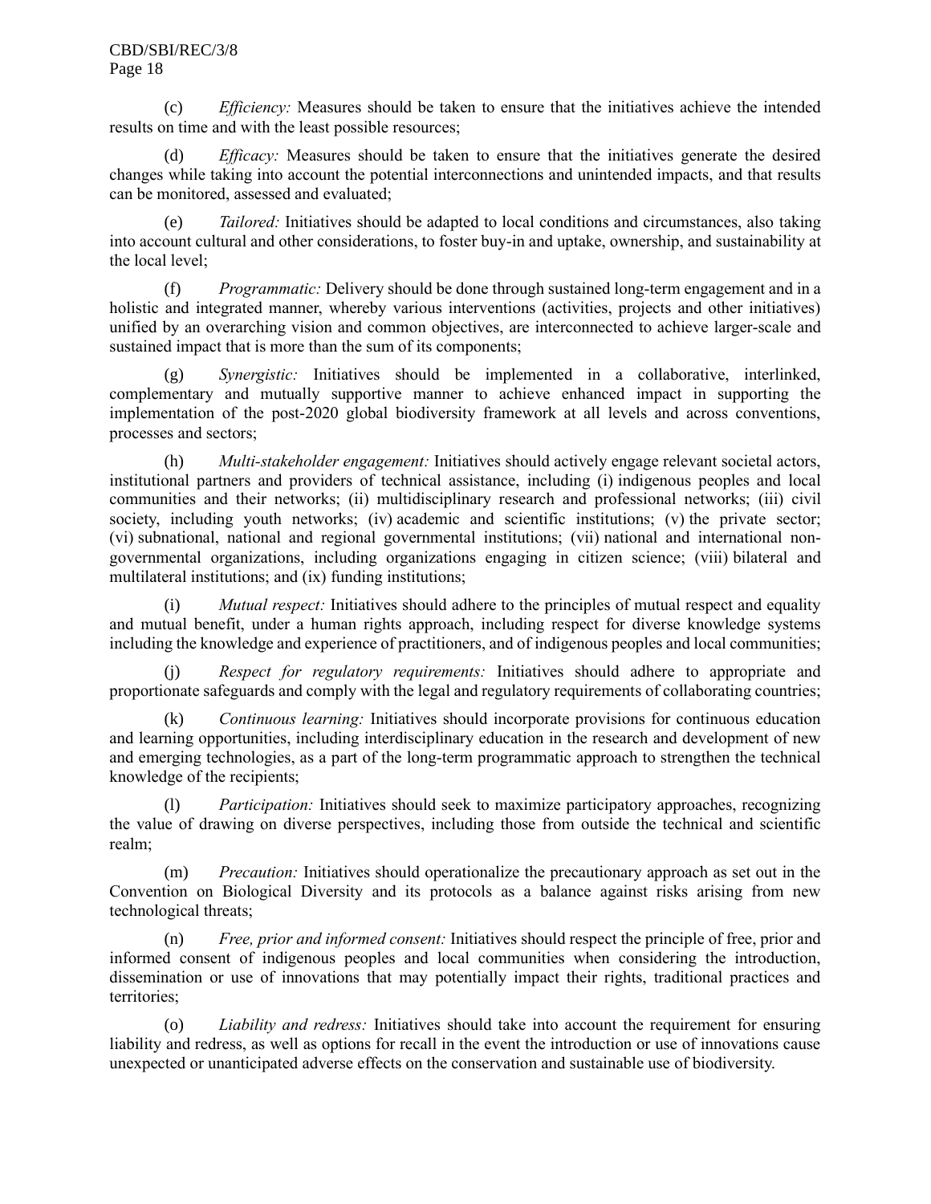(c) *Efficiency:* Measures should be taken to ensure that the initiatives achieve the intended results on time and with the least possible resources;

(d) *Efficacy:* Measures should be taken to ensure that the initiatives generate the desired changes while taking into account the potential interconnections and unintended impacts, and that results can be monitored, assessed and evaluated;

(e) *Tailored:* Initiatives should be adapted to local conditions and circumstances, also taking into account cultural and other considerations, to foster buy-in and uptake, ownership, and sustainability at the local level;

(f) *Programmatic:* Delivery should be done through sustained long-term engagement and in a holistic and integrated manner, whereby various interventions (activities, projects and other initiatives) unified by an overarching vision and common objectives, are interconnected to achieve larger-scale and sustained impact that is more than the sum of its components;

(g) *Synergistic:* Initiatives should be implemented in a collaborative, interlinked, complementary and mutually supportive manner to achieve enhanced impact in supporting the implementation of the post-2020 global biodiversity framework at all levels and across conventions, processes and sectors;

(h) *Multi-stakeholder engagement:* Initiatives should actively engage relevant societal actors, institutional partners and providers of technical assistance, including (i) indigenous peoples and local communities and their networks; (ii) multidisciplinary research and professional networks; (iii) civil society, including youth networks; (iv) academic and scientific institutions; (v) the private sector; (vi) subnational, national and regional governmental institutions; (vii) national and international non-governmental organizations, including organizations engaging in citizen science; (viii) bilateral and multilateral institutions; and (ix) funding institutions;

(i) *Mutual respect:* Initiatives should adhere to the principles of mutual respect and equality and mutual benefit, under a human rights approach, including respect for diverse knowledge systems including the knowledge and experience of practitioners, and of indigenous peoples and local communities;

(j) *Respect for regulatory requirements:* Initiatives should adhere to appropriate and proportionate safeguards and comply with the legal and regulatory requirements of collaborating countries;

(k) *Continuous learning:* Initiatives should incorporate provisions for continuous education and learning opportunities, including interdisciplinary education in the research and development of new and emerging technologies, as a part of the long-term programmatic approach to strengthen the technical knowledge of the recipients;

(l) *Participation:* Initiatives should seek to maximize participatory approaches, recognizing the value of drawing on diverse perspectives, including those from outside the technical and scientific realm;

(m) *Precaution:* Initiatives should operationalize the precautionary approach as set out in the Convention on Biological Diversity and its protocols as a balance against risks arising from new technological threats;

(n) *Free, prior and informed consent:* Initiatives should respect the principle of free, prior and informed consent of indigenous peoples and local communities when considering the introduction, dissemination or use of innovations that may potentially impact their rights, traditional practices and territories;

(o) *Liability and redress:* Initiatives should take into account the requirement for ensuring liability and redress, as well as options for recall in the event the introduction or use of innovations cause unexpected or unanticipated adverse effects on the conservation and sustainable use of biodiversity.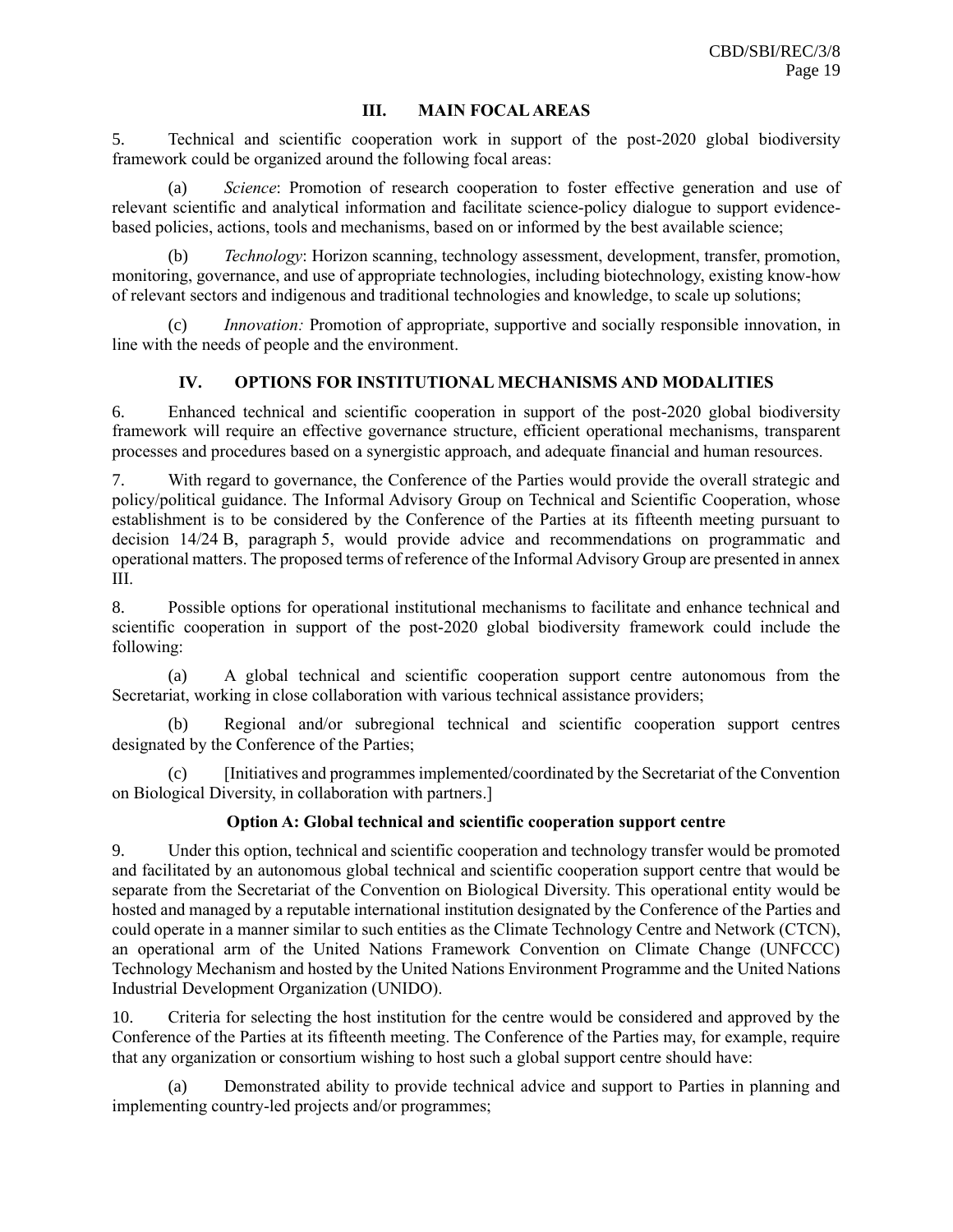## III. MAIN FOCAL AREAS

5. Technical and scientific cooperation work in support of the post-2020 global biodiversity framework could be organized around the following focal areas:

(a) *Science*: Promotion of research cooperation to foster effective generation and use of relevant scientific and analytical information and facilitate science-policy dialogue to support evidence-based policies, actions, tools and mechanisms, based on or informed by the best available science;

(b) *Technology*: Horizon scanning, technology assessment, development, transfer, promotion, monitoring, governance, and use of appropriate technologies, including biotechnology, existing know-how of relevant sectors and indigenous and traditional technologies and knowledge, to scale up solutions;

(c) *Innovation:* Promotion of appropriate, supportive and socially responsible innovation, in line with the needs of people and the environment.

## IV. OPTIONS FOR INSTITUTIONAL MECHANISMS AND MODALITIES

6. Enhanced technical and scientific cooperation in support of the post-2020 global biodiversity framework will require an effective governance structure, efficient operational mechanisms, transparent processes and procedures based on a synergistic approach, and adequate financial and human resources.

7. With regard to governance, the Conference of the Parties would provide the overall strategic and policy/political guidance. The Informal Advisory Group on Technical and Scientific Cooperation, whose establishment is to be considered by the Conference of the Parties at its fifteenth meeting pursuant to decision 14/24 B, paragraph 5, would provide advice and recommendations on programmatic and operational matters. The proposed terms of reference of the Informal Advisory Group are presented in annex III.

8. Possible options for operational institutional mechanisms to facilitate and enhance technical and scientific cooperation in support of the post-2020 global biodiversity framework could include the following:

(a) A global technical and scientific cooperation support centre autonomous from the Secretariat, working in close collaboration with various technical assistance providers;

(b) Regional and/or subregional technical and scientific cooperation support centres designated by the Conference of the Parties;

(c) [Initiatives and programmes implemented/coordinated by the Secretariat of the Convention on Biological Diversity, in collaboration with partners.]

### Option A: Global technical and scientific cooperation support centre

9. Under this option, technical and scientific cooperation and technology transfer would be promoted and facilitated by an autonomous global technical and scientific cooperation support centre that would be separate from the Secretariat of the Convention on Biological Diversity. This operational entity would be hosted and managed by a reputable international institution designated by the Conference of the Parties and could operate in a manner similar to such entities as the Climate Technology Centre and Network (CTCN), an operational arm of the United Nations Framework Convention on Climate Change (UNFCCC) Technology Mechanism and hosted by the United Nations Environment Programme and the United Nations Industrial Development Organization (UNIDO).

10. Criteria for selecting the host institution for the centre would be considered and approved by the Conference of the Parties at its fifteenth meeting. The Conference of the Parties may, for example, require that any organization or consortium wishing to host such a global support centre should have:

(a) Demonstrated ability to provide technical advice and support to Parties in planning and implementing country-led projects and/or programmes;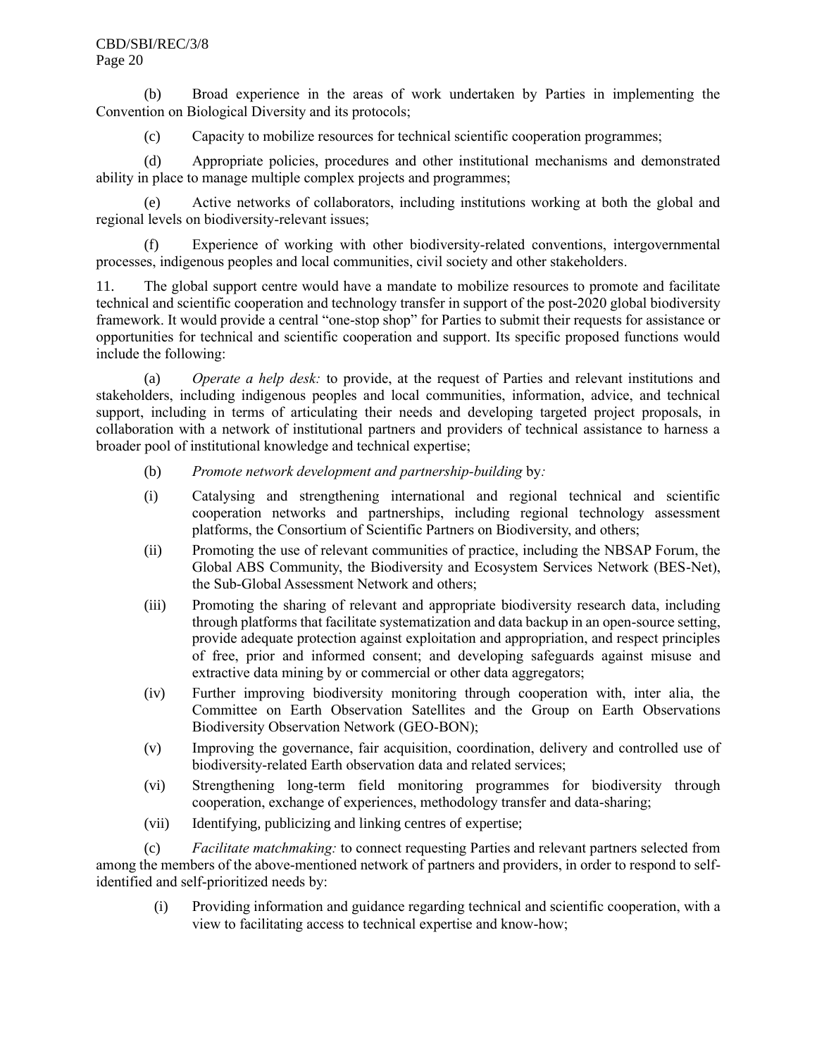(b) Broad experience in the areas of work undertaken by Parties in implementing the Convention on Biological Diversity and its protocols;

(c) Capacity to mobilize resources for technical scientific cooperation programmes;

(d) Appropriate policies, procedures and other institutional mechanisms and demonstrated ability in place to manage multiple complex projects and programmes;

(e) Active networks of collaborators, including institutions working at both the global and regional levels on biodiversity-relevant issues;

(f) Experience of working with other biodiversity-related conventions, intergovernmental processes, indigenous peoples and local communities, civil society and other stakeholders.

11. The global support centre would have a mandate to mobilize resources to promote and facilitate technical and scientific cooperation and technology transfer in support of the post-2020 global biodiversity framework. It would provide a central "one-stop shop" for Parties to submit their requests for assistance or opportunities for technical and scientific cooperation and support. Its specific proposed functions would include the following:

(a) *Operate a help desk:* to provide, at the request of Parties and relevant institutions and stakeholders, including indigenous peoples and local communities, information, advice, and technical support, including in terms of articulating their needs and developing targeted project proposals, in collaboration with a network of institutional partners and providers of technical assistance to harness a broader pool of institutional knowledge and technical expertise;

(b) *Promote network development and partnership-building* by*:*

(i) Catalysing and strengthening international and regional technical and scientific cooperation networks and partnerships, including regional technology assessment platforms, the Consortium of Scientific Partners on Biodiversity, and others;

(ii) Promoting the use of relevant communities of practice, including the NBSAP Forum, the Global ABS Community, the Biodiversity and Ecosystem Services Network (BES-Net), the Sub-Global Assessment Network and others;

(iii) Promoting the sharing of relevant and appropriate biodiversity research data, including through platforms that facilitate systematization and data backup in an open-source setting, provide adequate protection against exploitation and appropriation, and respect principles of free, prior and informed consent; and developing safeguards against misuse and extractive data mining by or commercial or other data aggregators;

(iv) Further improving biodiversity monitoring through cooperation with, inter alia, the Committee on Earth Observation Satellites and the Group on Earth Observations Biodiversity Observation Network (GEO-BON);

(v) Improving the governance, fair acquisition, coordination, delivery and controlled use of biodiversity-related Earth observation data and related services;

(vi) Strengthening long-term field monitoring programmes for biodiversity through cooperation, exchange of experiences, methodology transfer and data-sharing;

(vii) Identifying, publicizing and linking centres of expertise;

(c) *Facilitate matchmaking:* to connect requesting Parties and relevant partners selected from among the members of the above-mentioned network of partners and providers, in order to respond to self-identified and self-prioritized needs by:

(i) Providing information and guidance regarding technical and scientific cooperation, with a view to facilitating access to technical expertise and know-how;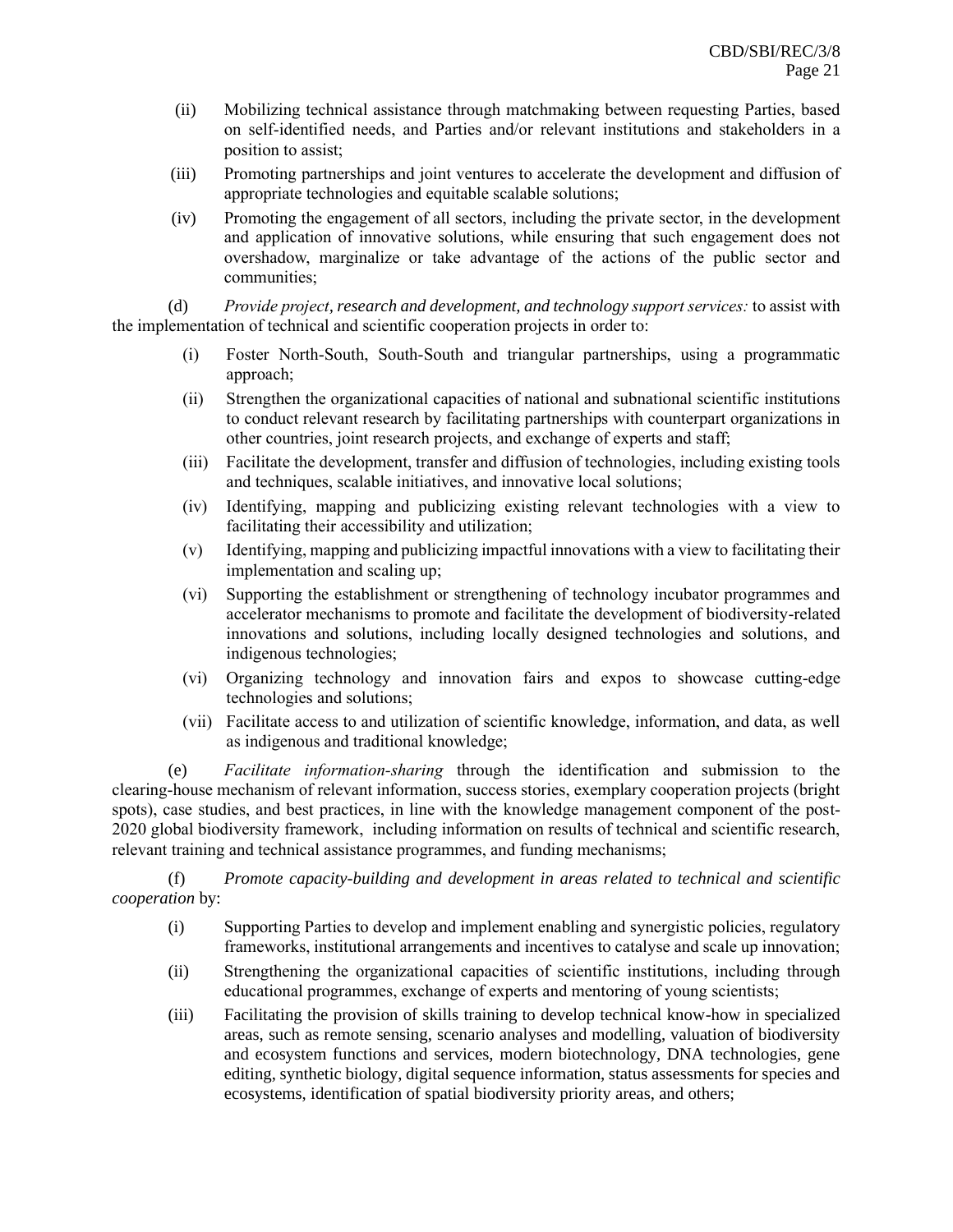(ii) Mobilizing technical assistance through matchmaking between requesting Parties, based on self-identified needs, and Parties and/or relevant institutions and stakeholders in a position to assist;

(iii) Promoting partnerships and joint ventures to accelerate the development and diffusion of appropriate technologies and equitable scalable solutions;

(iv) Promoting the engagement of all sectors, including the private sector, in the development and application of innovative solutions, while ensuring that such engagement does not overshadow, marginalize or take advantage of the actions of the public sector and communities;

(d) *Provide project, research and development, and technology support services:* to assist with the implementation of technical and scientific cooperation projects in order to:

(i) Foster North-South, South-South and triangular partnerships, using a programmatic approach;

(ii) Strengthen the organizational capacities of national and subnational scientific institutions to conduct relevant research by facilitating partnerships with counterpart organizations in other countries, joint research projects, and exchange of experts and staff;

(iii) Facilitate the development, transfer and diffusion of technologies, including existing tools and techniques, scalable initiatives, and innovative local solutions;

(iv) Identifying, mapping and publicizing existing relevant technologies with a view to facilitating their accessibility and utilization;

(v) Identifying, mapping and publicizing impactful innovations with a view to facilitating their implementation and scaling up;

(vi) Supporting the establishment or strengthening of technology incubator programmes and accelerator mechanisms to promote and facilitate the development of biodiversity-related innovations and solutions, including locally designed technologies and solutions, and indigenous technologies;

(vi) Organizing technology and innovation fairs and expos to showcase cutting-edge technologies and solutions;

(vii) Facilitate access to and utilization of scientific knowledge, information, and data, as well as indigenous and traditional knowledge;

(e) *Facilitate information-sharing* through the identification and submission to the clearing-house mechanism of relevant information, success stories, exemplary cooperation projects (bright spots), case studies, and best practices, in line with the knowledge management component of the post-2020 global biodiversity framework, including information on results of technical and scientific research, relevant training and technical assistance programmes, and funding mechanisms;

(f) *Promote capacity-building and development in areas related to technical and scientific cooperation* by:

(i) Supporting Parties to develop and implement enabling and synergistic policies, regulatory frameworks, institutional arrangements and incentives to catalyse and scale up innovation;

(ii) Strengthening the organizational capacities of scientific institutions, including through educational programmes, exchange of experts and mentoring of young scientists;

(iii) Facilitating the provision of skills training to develop technical know-how in specialized areas, such as remote sensing, scenario analyses and modelling, valuation of biodiversity and ecosystem functions and services, modern biotechnology, DNA technologies, gene editing, synthetic biology, digital sequence information, status assessments for species and ecosystems, identification of spatial biodiversity priority areas, and others;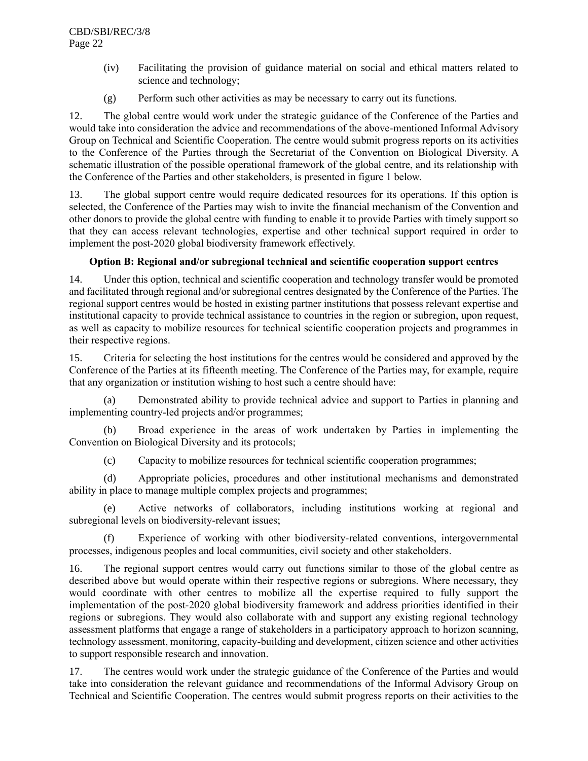(iv) Facilitating the provision of guidance material on social and ethical matters related to science and technology;

(g) Perform such other activities as may be necessary to carry out its functions.

12. The global centre would work under the strategic guidance of the Conference of the Parties and would take into consideration the advice and recommendations of the above-mentioned Informal Advisory Group on Technical and Scientific Cooperation. The centre would submit progress reports on its activities to the Conference of the Parties through the Secretariat of the Convention on Biological Diversity. A schematic illustration of the possible operational framework of the global centre, and its relationship with the Conference of the Parties and other stakeholders, is presented in figure 1 below.

13. The global support centre would require dedicated resources for its operations. If this option is selected, the Conference of the Parties may wish to invite the financial mechanism of the Convention and other donors to provide the global centre with funding to enable it to provide Parties with timely support so that they can access relevant technologies, expertise and other technical support required in order to implement the post-2020 global biodiversity framework effectively.

**Option B: Regional and/or subregional technical and scientific cooperation support centres**

14. Under this option, technical and scientific cooperation and technology transfer would be promoted and facilitated through regional and/or subregional centres designated by the Conference of the Parties. The regional support centres would be hosted in existing partner institutions that possess relevant expertise and institutional capacity to provide technical assistance to countries in the region or subregion, upon request, as well as capacity to mobilize resources for technical scientific cooperation projects and programmes in their respective regions.

15. Criteria for selecting the host institutions for the centres would be considered and approved by the Conference of the Parties at its fifteenth meeting. The Conference of the Parties may, for example, require that any organization or institution wishing to host such a centre should have:

(a) Demonstrated ability to provide technical advice and support to Parties in planning and implementing country-led projects and/or programmes;

(b) Broad experience in the areas of work undertaken by Parties in implementing the Convention on Biological Diversity and its protocols;

(c) Capacity to mobilize resources for technical scientific cooperation programmes;

(d) Appropriate policies, procedures and other institutional mechanisms and demonstrated ability in place to manage multiple complex projects and programmes;

(e) Active networks of collaborators, including institutions working at regional and subregional levels on biodiversity-relevant issues;

(f) Experience of working with other biodiversity-related conventions, intergovernmental processes, indigenous peoples and local communities, civil society and other stakeholders.

16. The regional support centres would carry out functions similar to those of the global centre as described above but would operate within their respective regions or subregions. Where necessary, they would coordinate with other centres to mobilize all the expertise required to fully support the implementation of the post-2020 global biodiversity framework and address priorities identified in their regions or subregions. They would also collaborate with and support any existing regional technology assessment platforms that engage a range of stakeholders in a participatory approach to horizon scanning, technology assessment, monitoring, capacity-building and development, citizen science and other activities to support responsible research and innovation.

17. The centres would work under the strategic guidance of the Conference of the Parties and would take into consideration the relevant guidance and recommendations of the Informal Advisory Group on Technical and Scientific Cooperation. The centres would submit progress reports on their activities to the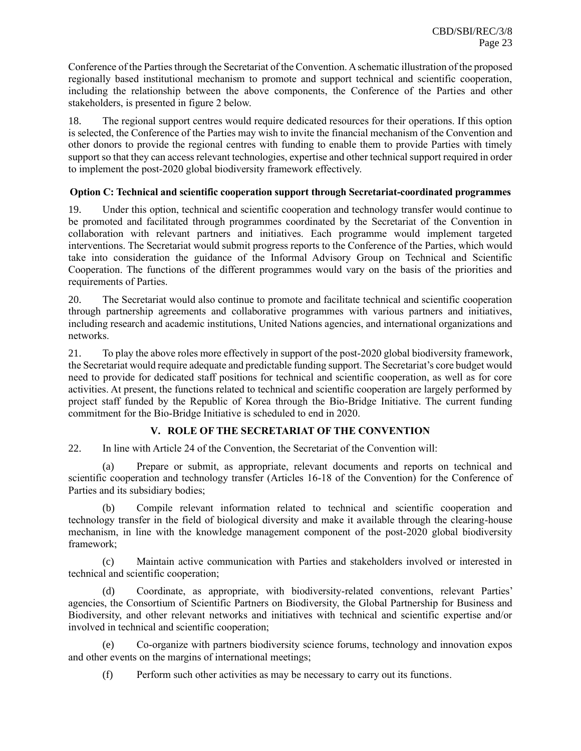Conference of the Parties through the Secretariat of the Convention. A schematic illustration of the proposed regionally based institutional mechanism to promote and support technical and scientific cooperation, including the relationship between the above components, the Conference of the Parties and other stakeholders, is presented in figure 2 below.

18. The regional support centres would require dedicated resources for their operations. If this option is selected, the Conference of the Parties may wish to invite the financial mechanism of the Convention and other donors to provide the regional centres with funding to enable them to provide Parties with timely support so that they can access relevant technologies, expertise and other technical support required in order to implement the post-2020 global biodiversity framework effectively.

**Option C: Technical and scientific cooperation support through Secretariat-coordinated programmes**

19. Under this option, technical and scientific cooperation and technology transfer would continue to be promoted and facilitated through programmes coordinated by the Secretariat of the Convention in collaboration with relevant partners and initiatives. Each programme would implement targeted interventions. The Secretariat would submit progress reports to the Conference of the Parties, which would take into consideration the guidance of the Informal Advisory Group on Technical and Scientific Cooperation. The functions of the different programmes would vary on the basis of the priorities and requirements of Parties.

20. The Secretariat would also continue to promote and facilitate technical and scientific cooperation through partnership agreements and collaborative programmes with various partners and initiatives, including research and academic institutions, United Nations agencies, and international organizations and networks.

21. To play the above roles more effectively in support of the post-2020 global biodiversity framework, the Secretariat would require adequate and predictable funding support. The Secretariat's core budget would need to provide for dedicated staff positions for technical and scientific cooperation, as well as for core activities. At present, the functions related to technical and scientific cooperation are largely performed by project staff funded by the Republic of Korea through the Bio-Bridge Initiative. The current funding commitment for the Bio-Bridge Initiative is scheduled to end in 2020.

## V. ROLE OF THE SECRETARIAT OF THE CONVENTION

22. In line with Article 24 of the Convention, the Secretariat of the Convention will:

(a) Prepare or submit, as appropriate, relevant documents and reports on technical and scientific cooperation and technology transfer (Articles 16-18 of the Convention) for the Conference of Parties and its subsidiary bodies;

(b) Compile relevant information related to technical and scientific cooperation and technology transfer in the field of biological diversity and make it available through the clearing-house mechanism, in line with the knowledge management component of the post-2020 global biodiversity framework;

(c) Maintain active communication with Parties and stakeholders involved or interested in technical and scientific cooperation;

(d) Coordinate, as appropriate, with biodiversity-related conventions, relevant Parties' agencies, the Consortium of Scientific Partners on Biodiversity, the Global Partnership for Business and Biodiversity, and other relevant networks and initiatives with technical and scientific expertise and/or involved in technical and scientific cooperation;

(e) Co-organize with partners biodiversity science forums, technology and innovation expos and other events on the margins of international meetings;

(f) Perform such other activities as may be necessary to carry out its functions.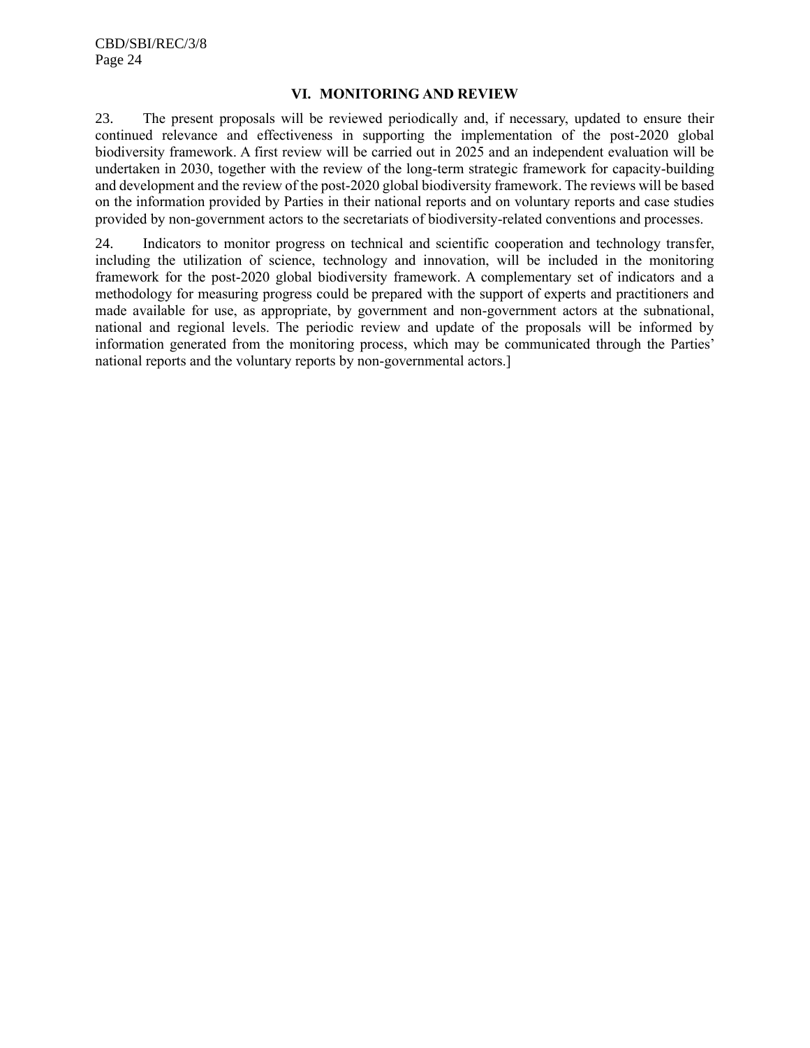## VI. MONITORING AND REVIEW

23. The present proposals will be reviewed periodically and, if necessary, updated to ensure their continued relevance and effectiveness in supporting the implementation of the post-2020 global biodiversity framework. A first review will be carried out in 2025 and an independent evaluation will be undertaken in 2030, together with the review of the long-term strategic framework for capacity-building and development and the review of the post-2020 global biodiversity framework. The reviews will be based on the information provided by Parties in their national reports and on voluntary reports and case studies provided by non-government actors to the secretariats of biodiversity-related conventions and processes.

24. Indicators to monitor progress on technical and scientific cooperation and technology transfer, including the utilization of science, technology and innovation, will be included in the monitoring framework for the post-2020 global biodiversity framework. A complementary set of indicators and a methodology for measuring progress could be prepared with the support of experts and practitioners and made available for use, as appropriate, by government and non-government actors at the subnational, national and regional levels. The periodic review and update of the proposals will be informed by information generated from the monitoring process, which may be communicated through the Parties' national reports and the voluntary reports by non-governmental actors.]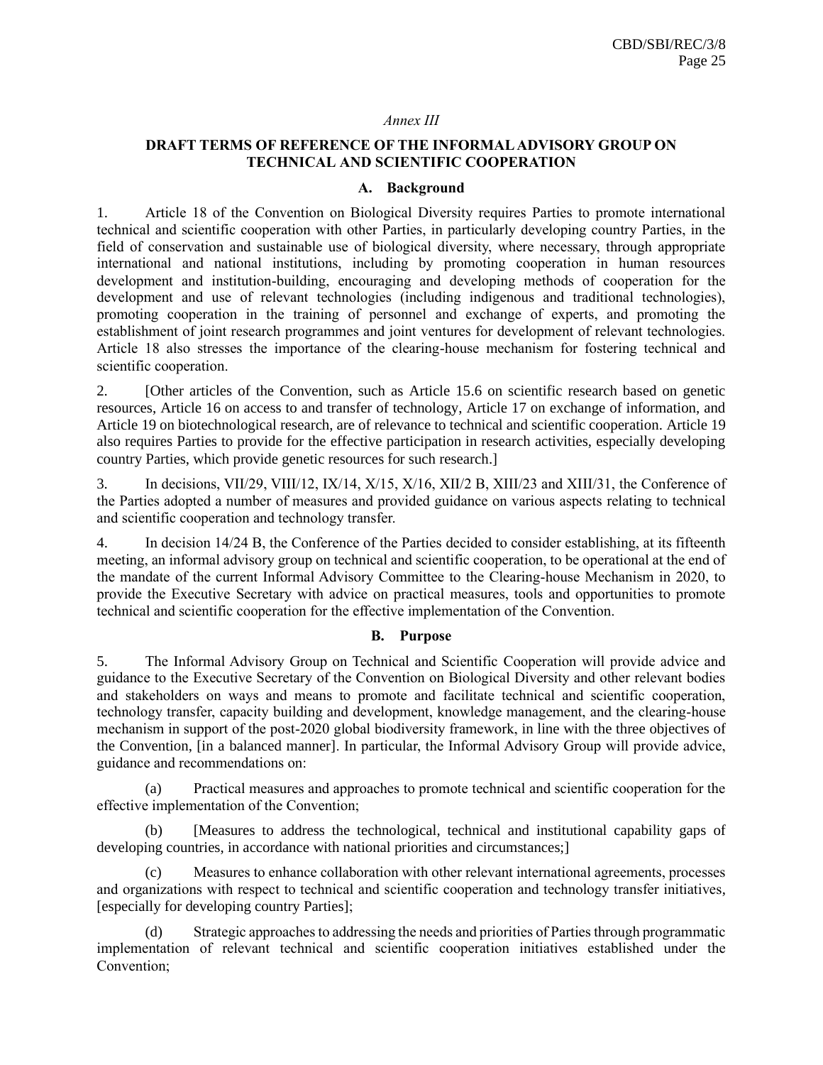*Annex III*

## DRAFT TERMS OF REFERENCE OF THE INFORMAL ADVISORY GROUP ON TECHNICAL AND SCIENTIFIC COOPERATION

### A. Background

1. Article 18 of the Convention on Biological Diversity requires Parties to promote international technical and scientific cooperation with other Parties, in particularly developing country Parties, in the field of conservation and sustainable use of biological diversity, where necessary, through appropriate international and national institutions, including by promoting cooperation in human resources development and institution-building, encouraging and developing methods of cooperation for the development and use of relevant technologies (including indigenous and traditional technologies), promoting cooperation in the training of personnel and exchange of experts, and promoting the establishment of joint research programmes and joint ventures for development of relevant technologies. Article 18 also stresses the importance of the clearing-house mechanism for fostering technical and scientific cooperation.

2. [Other articles of the Convention, such as Article 15.6 on scientific research based on genetic resources, Article 16 on access to and transfer of technology, Article 17 on exchange of information, and Article 19 on biotechnological research, are of relevance to technical and scientific cooperation. Article 19 also requires Parties to provide for the effective participation in research activities, especially developing country Parties, which provide genetic resources for such research.]

3. In decisions, VII/29, VIII/12, IX/14, X/15, X/16, XII/2 B, XIII/23 and XIII/31, the Conference of the Parties adopted a number of measures and provided guidance on various aspects relating to technical and scientific cooperation and technology transfer.

4. In decision 14/24 B, the Conference of the Parties decided to consider establishing, at its fifteenth meeting, an informal advisory group on technical and scientific cooperation, to be operational at the end of the mandate of the current Informal Advisory Committee to the Clearing-house Mechanism in 2020, to provide the Executive Secretary with advice on practical measures, tools and opportunities to promote technical and scientific cooperation for the effective implementation of the Convention.

### B. Purpose

5. The Informal Advisory Group on Technical and Scientific Cooperation will provide advice and guidance to the Executive Secretary of the Convention on Biological Diversity and other relevant bodies and stakeholders on ways and means to promote and facilitate technical and scientific cooperation, technology transfer, capacity building and development, knowledge management, and the clearing-house mechanism in support of the post-2020 global biodiversity framework, in line with the three objectives of the Convention, [in a balanced manner]. In particular, the Informal Advisory Group will provide advice, guidance and recommendations on:

(a) Practical measures and approaches to promote technical and scientific cooperation for the effective implementation of the Convention;

(b) [Measures to address the technological, technical and institutional capability gaps of developing countries, in accordance with national priorities and circumstances;]

(c) Measures to enhance collaboration with other relevant international agreements, processes and organizations with respect to technical and scientific cooperation and technology transfer initiatives, [especially for developing country Parties];

(d) Strategic approaches to addressing the needs and priorities of Parties through programmatic implementation of relevant technical and scientific cooperation initiatives established under the Convention;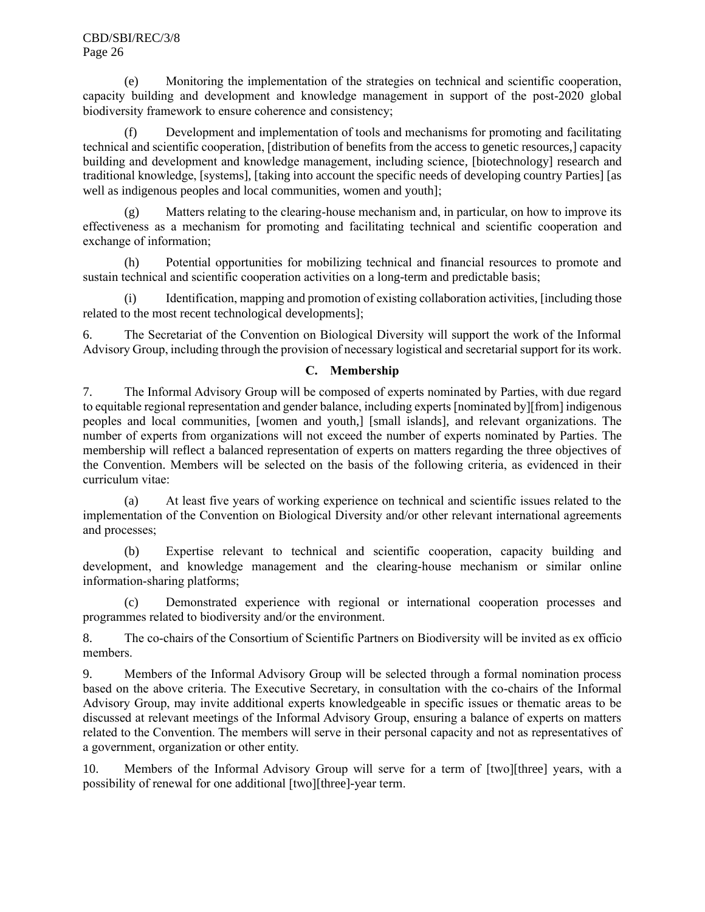(e) Monitoring the implementation of the strategies on technical and scientific cooperation, capacity building and development and knowledge management in support of the post-2020 global biodiversity framework to ensure coherence and consistency;

(f) Development and implementation of tools and mechanisms for promoting and facilitating technical and scientific cooperation, [distribution of benefits from the access to genetic resources,] capacity building and development and knowledge management, including science, [biotechnology] research and traditional knowledge, [systems], [taking into account the specific needs of developing country Parties] [as well as indigenous peoples and local communities, women and youth];

(g) Matters relating to the clearing-house mechanism and, in particular, on how to improve its effectiveness as a mechanism for promoting and facilitating technical and scientific cooperation and exchange of information;

(h) Potential opportunities for mobilizing technical and financial resources to promote and sustain technical and scientific cooperation activities on a long-term and predictable basis;

(i) Identification, mapping and promotion of existing collaboration activities, [including those related to the most recent technological developments];

6. The Secretariat of the Convention on Biological Diversity will support the work of the Informal Advisory Group, including through the provision of necessary logistical and secretarial support for its work.

### C. Membership

7. The Informal Advisory Group will be composed of experts nominated by Parties, with due regard to equitable regional representation and gender balance, including experts [nominated by][from] indigenous peoples and local communities, [women and youth,] [small islands], and relevant organizations. The number of experts from organizations will not exceed the number of experts nominated by Parties. The membership will reflect a balanced representation of experts on matters regarding the three objectives of the Convention. Members will be selected on the basis of the following criteria, as evidenced in their curriculum vitae:

(a) At least five years of working experience on technical and scientific issues related to the implementation of the Convention on Biological Diversity and/or other relevant international agreements and processes;

(b) Expertise relevant to technical and scientific cooperation, capacity building and development, and knowledge management and the clearing-house mechanism or similar online information-sharing platforms;

(c) Demonstrated experience with regional or international cooperation processes and programmes related to biodiversity and/or the environment.

8. The co-chairs of the Consortium of Scientific Partners on Biodiversity will be invited as ex officio members.

9. Members of the Informal Advisory Group will be selected through a formal nomination process based on the above criteria. The Executive Secretary, in consultation with the co-chairs of the Informal Advisory Group, may invite additional experts knowledgeable in specific issues or thematic areas to be discussed at relevant meetings of the Informal Advisory Group, ensuring a balance of experts on matters related to the Convention. The members will serve in their personal capacity and not as representatives of a government, organization or other entity.

10. Members of the Informal Advisory Group will serve for a term of [two][three] years, with a possibility of renewal for one additional [two][three]-year term.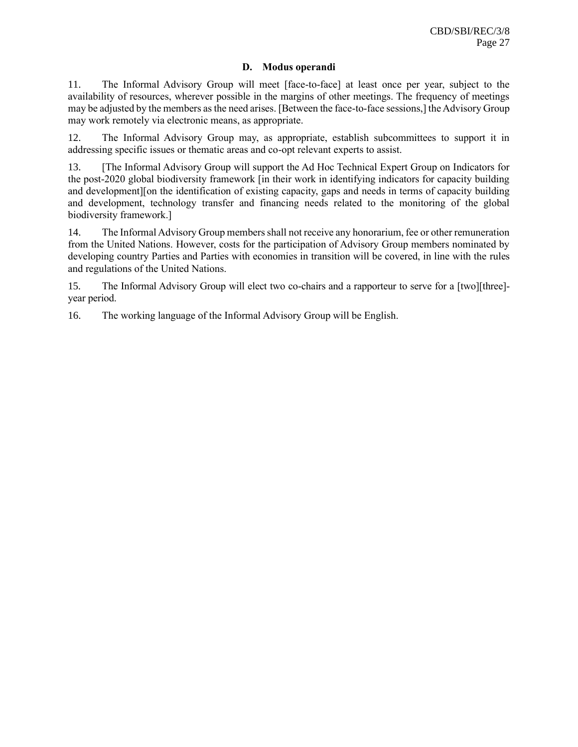### D. Modus operandi

11. The Informal Advisory Group will meet [face-to-face] at least once per year, subject to the availability of resources, wherever possible in the margins of other meetings. The frequency of meetings may be adjusted by the members as the need arises. [Between the face-to-face sessions,] the Advisory Group may work remotely via electronic means, as appropriate.

12. The Informal Advisory Group may, as appropriate, establish subcommittees to support it in addressing specific issues or thematic areas and co-opt relevant experts to assist.

13. [The Informal Advisory Group will support the Ad Hoc Technical Expert Group on Indicators for the post-2020 global biodiversity framework [in their work in identifying indicators for capacity building and development][on the identification of existing capacity, gaps and needs in terms of capacity building and development, technology transfer and financing needs related to the monitoring of the global biodiversity framework.]

14. The Informal Advisory Group members shall not receive any honorarium, fee or other remuneration from the United Nations. However, costs for the participation of Advisory Group members nominated by developing country Parties and Parties with economies in transition will be covered, in line with the rules and regulations of the United Nations.

15. The Informal Advisory Group will elect two co-chairs and a rapporteur to serve for a [two][three]-year period.

16. The working language of the Informal Advisory Group will be English.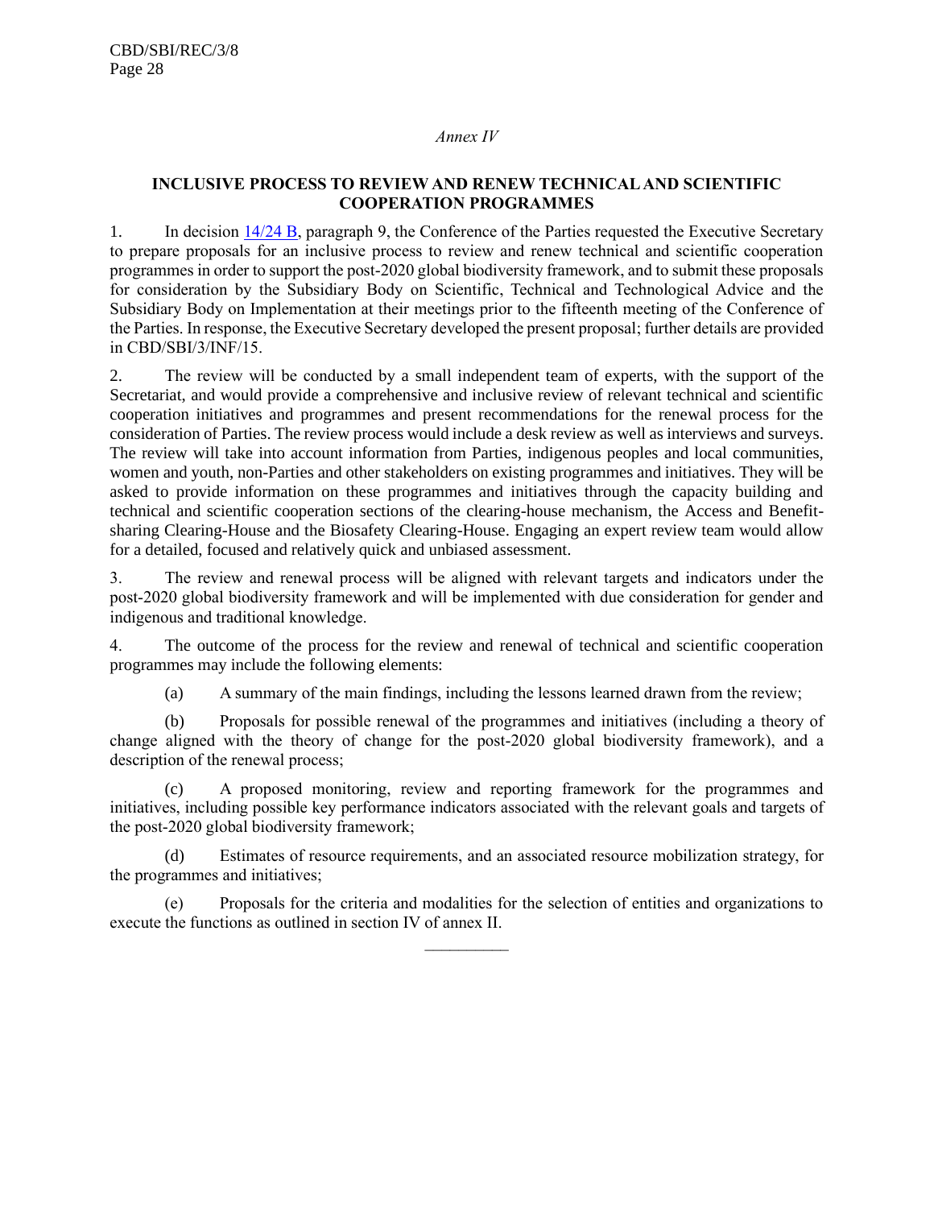*Annex IV*

## INCLUSIVE PROCESS TO REVIEW AND RENEW TECHNICAL AND SCIENTIFIC COOPERATION PROGRAMMES

1. In decision 14/24 B, paragraph 9, the Conference of the Parties requested the Executive Secretary to prepare proposals for an inclusive process to review and renew technical and scientific cooperation programmes in order to support the post-2020 global biodiversity framework, and to submit these proposals for consideration by the Subsidiary Body on Scientific, Technical and Technological Advice and the Subsidiary Body on Implementation at their meetings prior to the fifteenth meeting of the Conference of the Parties. In response, the Executive Secretary developed the present proposal; further details are provided in CBD/SBI/3/INF/15.

2. The review will be conducted by a small independent team of experts, with the support of the Secretariat, and would provide a comprehensive and inclusive review of relevant technical and scientific cooperation initiatives and programmes and present recommendations for the renewal process for the consideration of Parties. The review process would include a desk review as well as interviews and surveys. The review will take into account information from Parties, indigenous peoples and local communities, women and youth, non-Parties and other stakeholders on existing programmes and initiatives. They will be asked to provide information on these programmes and initiatives through the capacity building and technical and scientific cooperation sections of the clearing-house mechanism, the Access and Benefit-sharing Clearing-House and the Biosafety Clearing-House. Engaging an expert review team would allow for a detailed, focused and relatively quick and unbiased assessment.

3. The review and renewal process will be aligned with relevant targets and indicators under the post-2020 global biodiversity framework and will be implemented with due consideration for gender and indigenous and traditional knowledge.

4. The outcome of the process for the review and renewal of technical and scientific cooperation programmes may include the following elements:

(a) A summary of the main findings, including the lessons learned drawn from the review;

(b) Proposals for possible renewal of the programmes and initiatives (including a theory of change aligned with the theory of change for the post-2020 global biodiversity framework), and a description of the renewal process;

(c) A proposed monitoring, review and reporting framework for the programmes and initiatives, including possible key performance indicators associated with the relevant goals and targets of the post-2020 global biodiversity framework;

(d) Estimates of resource requirements, and an associated resource mobilization strategy, for the programmes and initiatives;

(e) Proposals for the criteria and modalities for the selection of entities and organizations to execute the functions as outlined in section IV of annex II.

__________